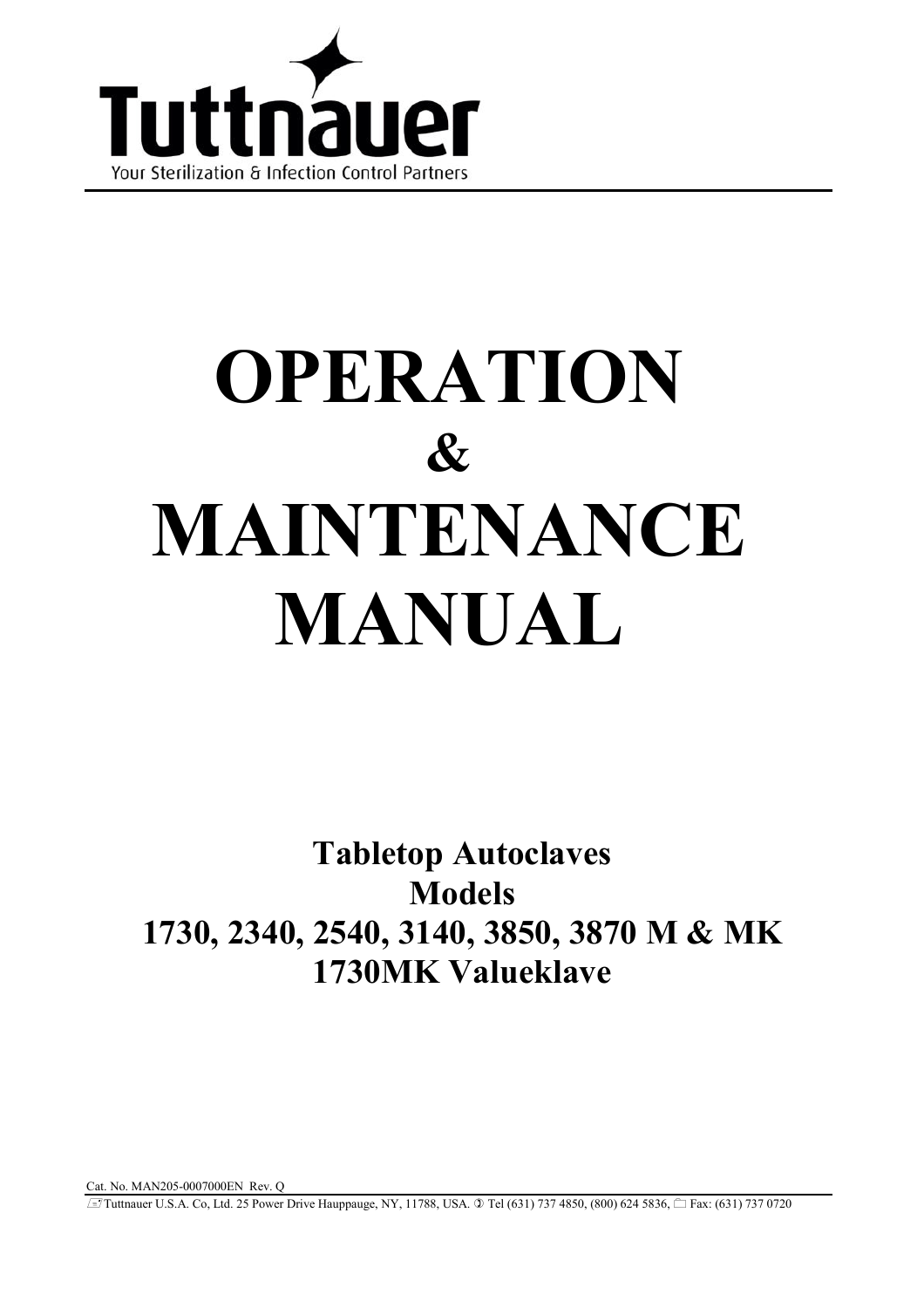Tuttnauer

Your Sterilization & Infection Control Partners

# OPERATION
# &
# MAINTENANCE
# MANUAL

## Tabletop Autoclaves
## Models
## 1730, 2340, 2540, 3140, 3850, 3870 M & MK
## 1730MK Valueklave

Cat. No. MAN205-0007000EN Rev. Q

Tuttnauer U.S.A. Co, Ltd. 25 Power Drive Hauppauge, NY, 11788, USA. Tel (631) 737 4850, (800) 624 5836, Fax: (631) 737 0720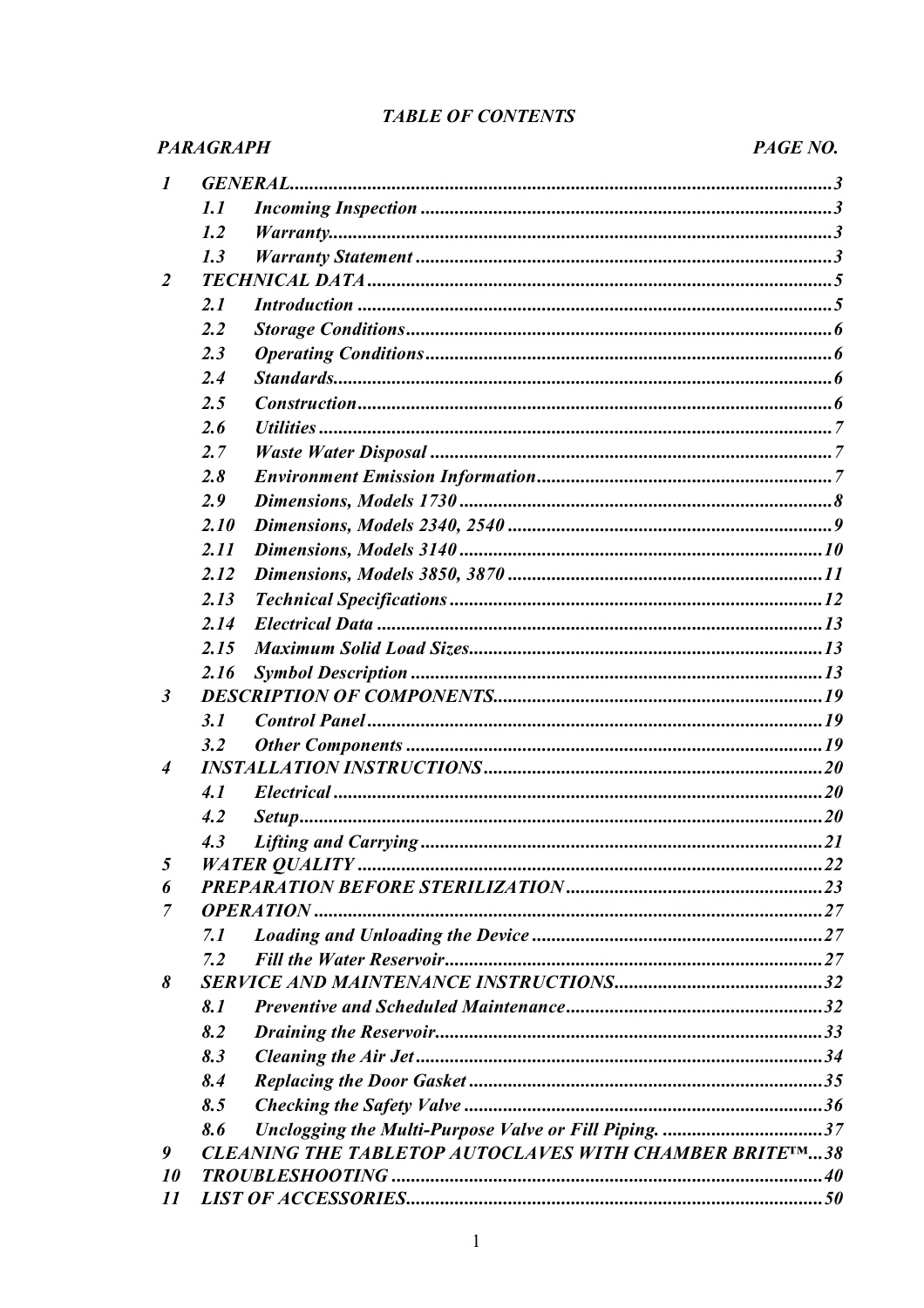## *TABLE OF CONTENTS*

| *PARAGRAPH* | | | *PAGE NO.* |
|---|---|---|---|
| *1* | *GENERAL* | | *3* |
| | *1.1* | *Incoming Inspection* | *3* |
| | *1.2* | *Warranty* | *3* |
| | *1.3* | *Warranty Statement* | *3* |
| *2* | *TECHNICAL DATA* | | *5* |
| | *2.1* | *Introduction* | *5* |
| | *2.2* | *Storage Conditions* | *6* |
| | *2.3* | *Operating Conditions* | *6* |
| | *2.4* | *Standards* | *6* |
| | *2.5* | *Construction* | *6* |
| | *2.6* | *Utilities* | *7* |
| | *2.7* | *Waste Water Disposal* | *7* |
| | *2.8* | *Environment Emission Information* | *7* |
| | *2.9* | *Dimensions, Models 1730* | *8* |
| | *2.10* | *Dimensions, Models 2340, 2540* | *9* |
| | *2.11* | *Dimensions, Models 3140* | *10* |
| | *2.12* | *Dimensions, Models 3850, 3870* | *11* |
| | *2.13* | *Technical Specifications* | *12* |
| | *2.14* | *Electrical Data* | *13* |
| | *2.15* | *Maximum Solid Load Sizes* | *13* |
| | *2.16* | *Symbol Description* | *13* |
| *3* | *DESCRIPTION OF COMPONENTS* | | *19* |
| | *3.1* | *Control Panel* | *19* |
| | *3.2* | *Other Components* | *19* |
| *4* | *INSTALLATION INSTRUCTIONS* | | *20* |
| | *4.1* | *Electrical* | *20* |
| | *4.2* | *Setup* | *20* |
| | *4.3* | *Lifting and Carrying* | *21* |
| *5* | *WATER QUALITY* | | *22* |
| *6* | *PREPARATION BEFORE STERILIZATION* | | *23* |
| *7* | *OPERATION* | | *27* |
| | *7.1* | *Loading and Unloading the Device* | *27* |
| | *7.2* | *Fill the Water Reservoir* | *27* |
| *8* | *SERVICE AND MAINTENANCE INSTRUCTIONS* | | *32* |
| | *8.1* | *Preventive and Scheduled Maintenance* | *32* |
| | *8.2* | *Draining the Reservoir* | *33* |
| | *8.3* | *Cleaning the Air Jet* | *34* |
| | *8.4* | *Replacing the Door Gasket* | *35* |
| | *8.5* | *Checking the Safety Valve* | *36* |
| | *8.6* | *Unclogging the Multi-Purpose Valve or Fill Piping.* | *37* |
| *9* | *CLEANING THE TABLETOP AUTOCLAVES WITH CHAMBER BRITE™* | | *38* |
| *10* | *TROUBLESHOOTING* | | *40* |
| *11* | *LIST OF ACCESSORIES* | | *50* |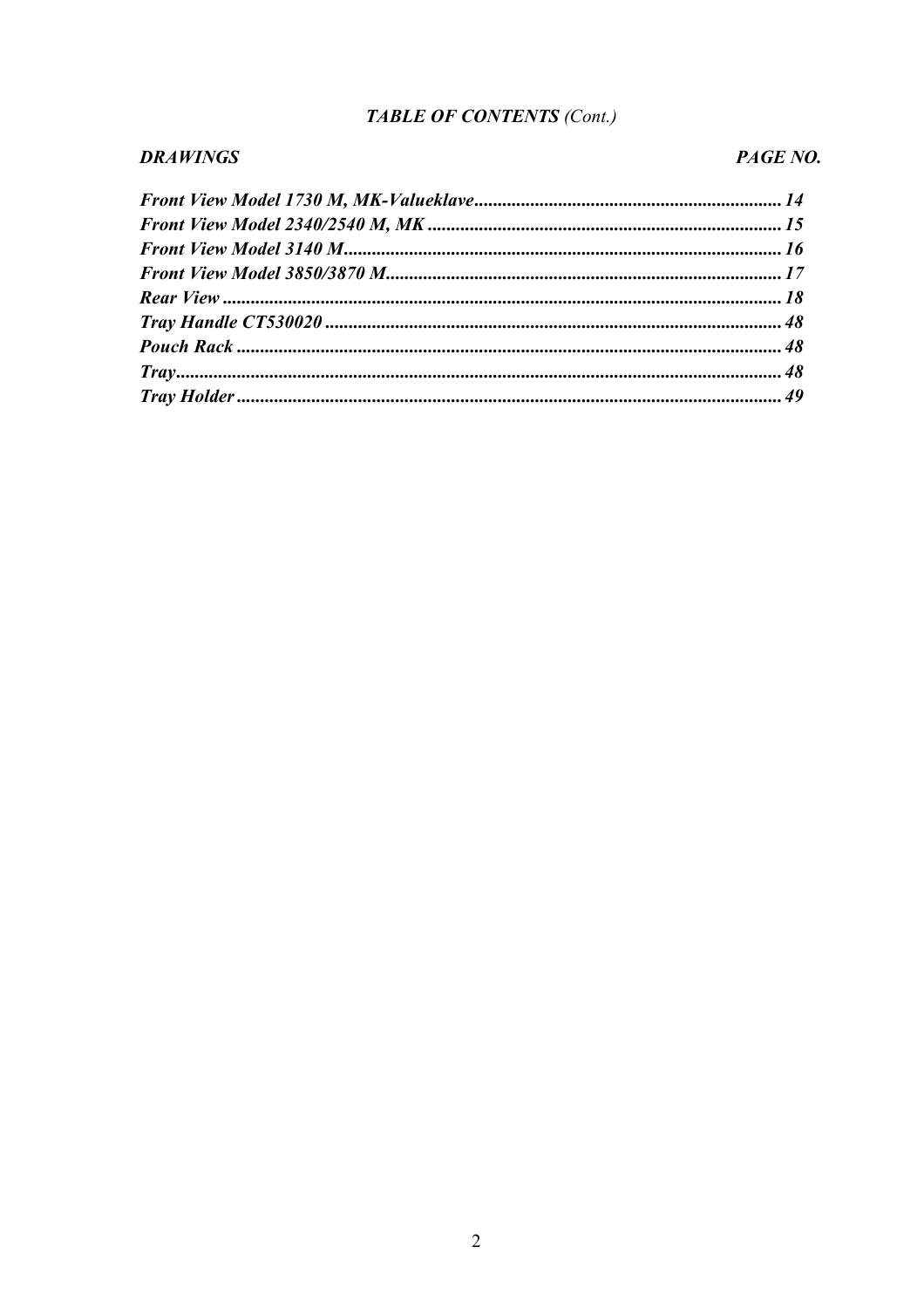## *TABLE OF CONTENTS (Cont.)*

| ***DRAWINGS*** | ***PAGE NO.*** |
| --- | --- |
| ***Front View Model 1730 M, MK-Valueklave*** | ***14*** |
| ***Front View Model 2340/2540 M, MK*** | ***15*** |
| ***Front View Model 3140 M*** | ***16*** |
| ***Front View Model 3850/3870 M*** | ***17*** |
| ***Rear View*** | ***18*** |
| ***Tray Handle CT530020*** | ***48*** |
| ***Pouch Rack*** | ***48*** |
| ***Tray*** | ***48*** |
| ***Tray Holder*** | ***49*** |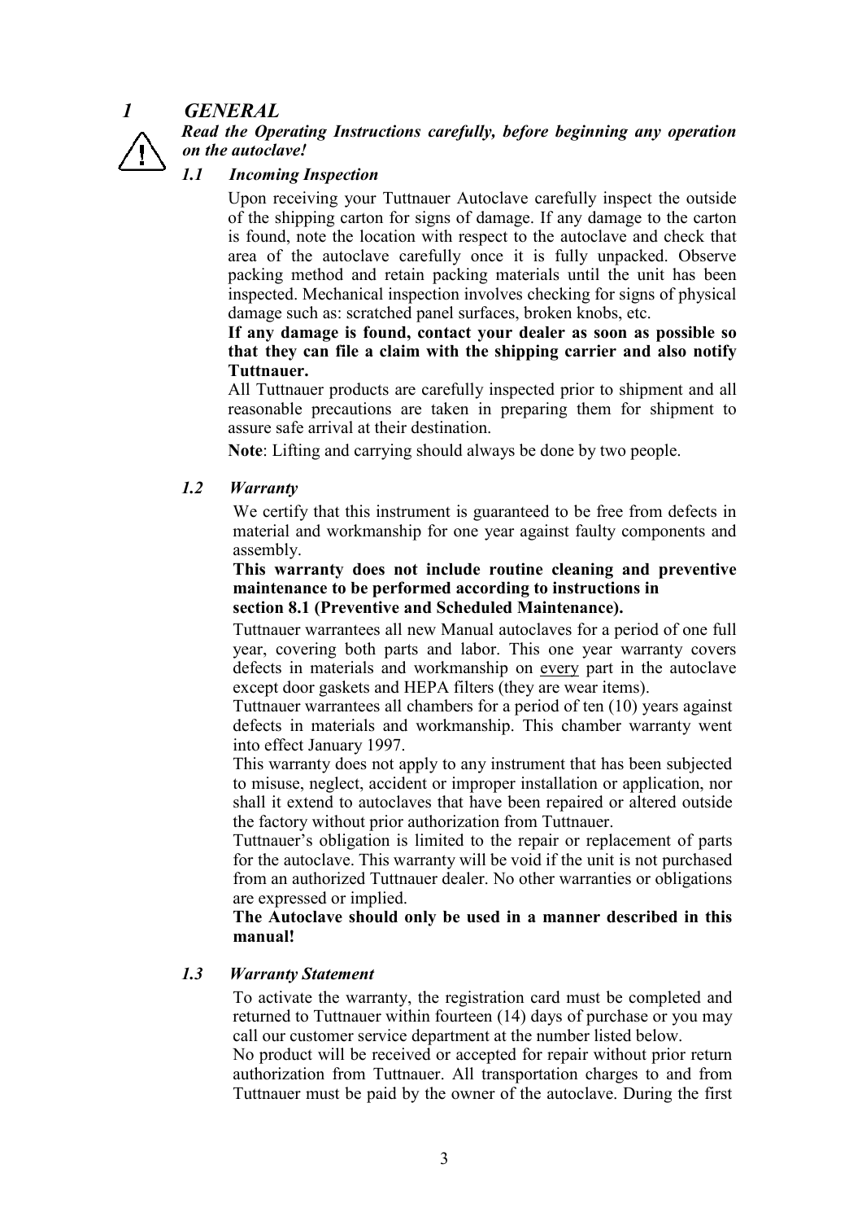# 1 GENERAL

***Read the Operating Instructions carefully, before beginning any operation on the autoclave!***

## *1.1 Incoming Inspection*

Upon receiving your Tuttnauer Autoclave carefully inspect the outside of the shipping carton for signs of damage. If any damage to the carton is found, note the location with respect to the autoclave and check that area of the autoclave carefully once it is fully unpacked. Observe packing method and retain packing materials until the unit has been inspected. Mechanical inspection involves checking for signs of physical damage such as: scratched panel surfaces, broken knobs, etc.

**If any damage is found, contact your dealer as soon as possible so that they can file a claim with the shipping carrier and also notify Tuttnauer.**

All Tuttnauer products are carefully inspected prior to shipment and all reasonable precautions are taken in preparing them for shipment to assure safe arrival at their destination.

**Note**: Lifting and carrying should always be done by two people.

## *1.2 Warranty*

We certify that this instrument is guaranteed to be free from defects in material and workmanship for one year against faulty components and assembly.

**This warranty does not include routine cleaning and preventive maintenance to be performed according to instructions in section 8.1 (Preventive and Scheduled Maintenance).**

Tuttnauer warrantees all new Manual autoclaves for a period of one full year, covering both parts and labor. This one year warranty covers defects in materials and workmanship on every part in the autoclave except door gaskets and HEPA filters (they are wear items).

Tuttnauer warrantees all chambers for a period of ten (10) years against defects in materials and workmanship. This chamber warranty went into effect January 1997.

This warranty does not apply to any instrument that has been subjected to misuse, neglect, accident or improper installation or application, nor shall it extend to autoclaves that have been repaired or altered outside the factory without prior authorization from Tuttnauer.

Tuttnauer's obligation is limited to the repair or replacement of parts for the autoclave. This warranty will be void if the unit is not purchased from an authorized Tuttnauer dealer. No other warranties or obligations are expressed or implied.

**The Autoclave should only be used in a manner described in this manual!**

## *1.3 Warranty Statement*

To activate the warranty, the registration card must be completed and returned to Tuttnauer within fourteen (14) days of purchase or you may call our customer service department at the number listed below.

No product will be received or accepted for repair without prior return authorization from Tuttnauer. All transportation charges to and from Tuttnauer must be paid by the owner of the autoclave. During the first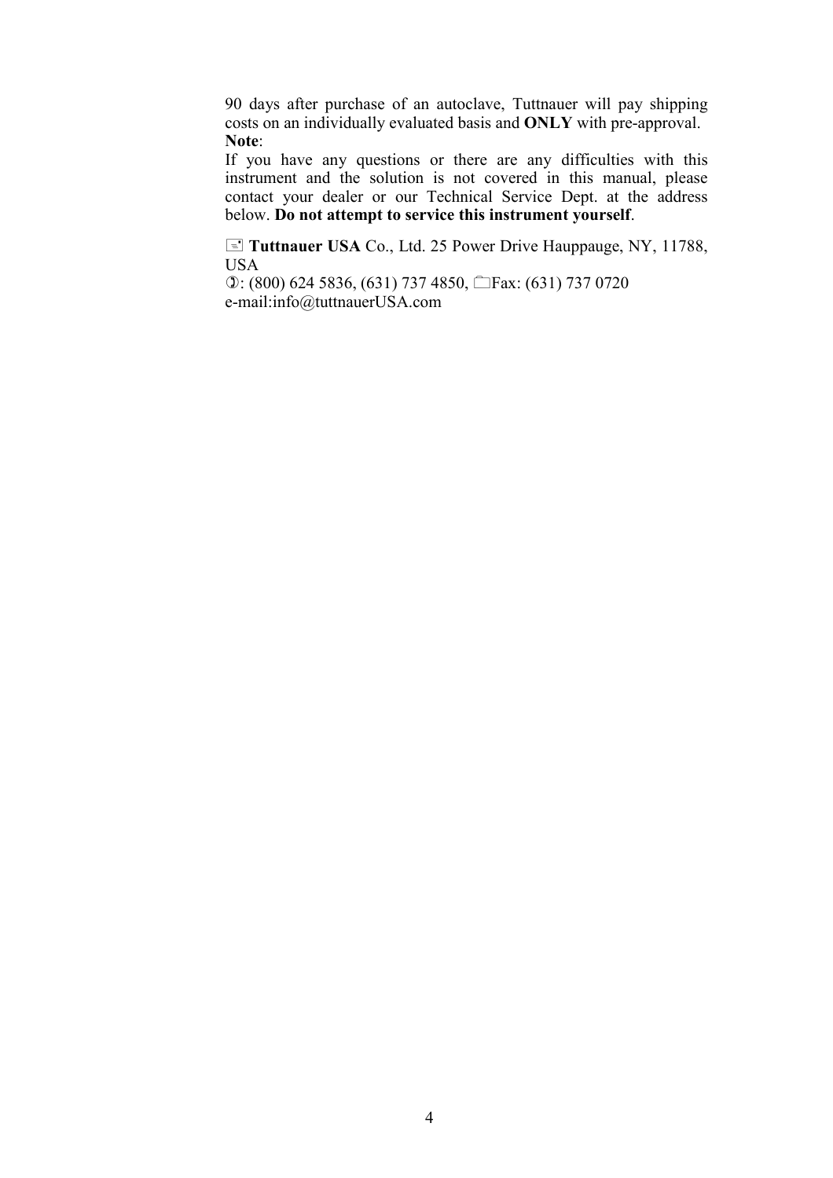90 days after purchase of an autoclave, Tuttnauer will pay shipping costs on an individually evaluated basis and **ONLY** with pre-approval.

**Note**:

If you have any questions or there are any difficulties with this instrument and the solution is not covered in this manual, please contact your dealer or our Technical Service Dept. at the address below. **Do not attempt to service this instrument yourself**.

**Tuttnauer USA** Co., Ltd. 25 Power Drive Hauppauge, NY, 11788, USA

: (800) 624 5836, (631) 737 4850, Fax: (631) 737 0720

e-mail:info@tuttnauerUSA.com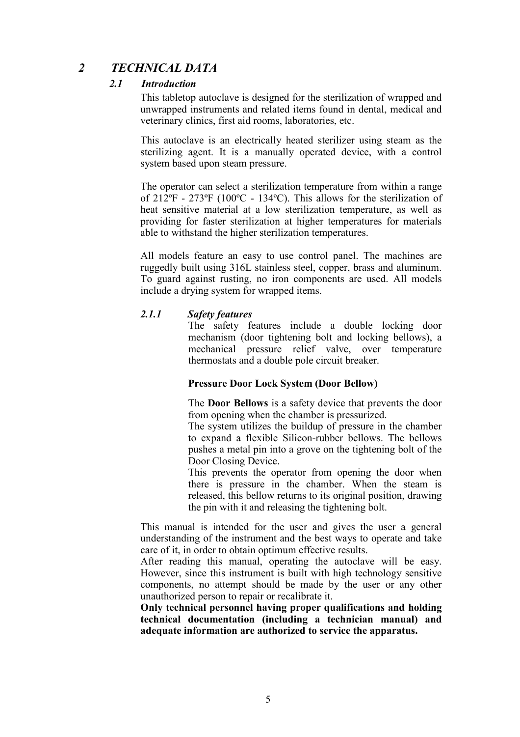# 2 TECHNICAL DATA

## 2.1 Introduction

This tabletop autoclave is designed for the sterilization of wrapped and unwrapped instruments and related items found in dental, medical and veterinary clinics, first aid rooms, laboratories, etc.

This autoclave is an electrically heated sterilizer using steam as the sterilizing agent. It is a manually operated device, with a control system based upon steam pressure.

The operator can select a sterilization temperature from within a range of 212ºF - 273ºF (100ºC - 134ºC). This allows for the sterilization of heat sensitive material at a low sterilization temperature, as well as providing for faster sterilization at higher temperatures for materials able to withstand the higher sterilization temperatures.

All models feature an easy to use control panel. The machines are ruggedly built using 316L stainless steel, copper, brass and aluminum. To guard against rusting, no iron components are used. All models include a drying system for wrapped items.

### 2.1.1 Safety features

The safety features include a double locking door mechanism (door tightening bolt and locking bellows), a mechanical pressure relief valve, over temperature thermostats and a double pole circuit breaker.

**Pressure Door Lock System (Door Bellow)**

The **Door Bellows** is a safety device that prevents the door from opening when the chamber is pressurized.
The system utilizes the buildup of pressure in the chamber to expand a flexible Silicon-rubber bellows. The bellows pushes a metal pin into a grove on the tightening bolt of the Door Closing Device.
This prevents the operator from opening the door when there is pressure in the chamber. When the steam is released, this bellow returns to its original position, drawing the pin with it and releasing the tightening bolt.

This manual is intended for the user and gives the user a general understanding of the instrument and the best ways to operate and take care of it, in order to obtain optimum effective results.
After reading this manual, operating the autoclave will be easy. However, since this instrument is built with high technology sensitive components, no attempt should be made by the user or any other unauthorized person to repair or recalibrate it.
**Only technical personnel having proper qualifications and holding technical documentation (including a technician manual) and adequate information are authorized to service the apparatus.**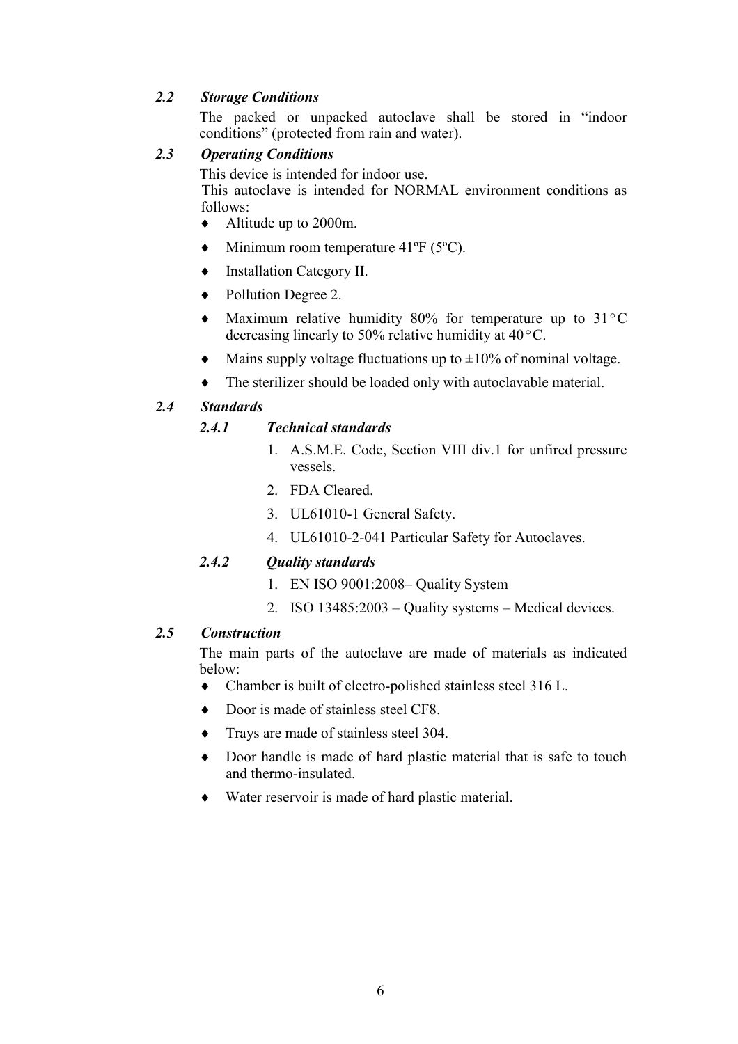### *2.2 Storage Conditions*

The packed or unpacked autoclave shall be stored in "indoor conditions" (protected from rain and water).

### *2.3 Operating Conditions*

This device is intended for indoor use.

This autoclave is intended for NORMAL environment conditions as follows:

- Altitude up to 2000m.
- Minimum room temperature 41ºF (5ºC).
- Installation Category II.
- Pollution Degree 2.
- Maximum relative humidity 80% for temperature up to 31°C decreasing linearly to 50% relative humidity at 40°C.
- Mains supply voltage fluctuations up to ±10% of nominal voltage.
- The sterilizer should be loaded only with autoclavable material.

### *2.4 Standards*

#### *2.4.1 Technical standards*

1. A.S.M.E. Code, Section VIII div.1 for unfired pressure vessels.
2. FDA Cleared.
3. UL61010-1 General Safety.
4. UL61010-2-041 Particular Safety for Autoclaves.

#### *2.4.2 Quality standards*

1. EN ISO 9001:2008– Quality System
2. ISO 13485:2003 – Quality systems – Medical devices.

### *2.5 Construction*

The main parts of the autoclave are made of materials as indicated below:

- Chamber is built of electro-polished stainless steel 316 L.
- Door is made of stainless steel CF8.
- Trays are made of stainless steel 304.
- Door handle is made of hard plastic material that is safe to touch and thermo-insulated.
- Water reservoir is made of hard plastic material.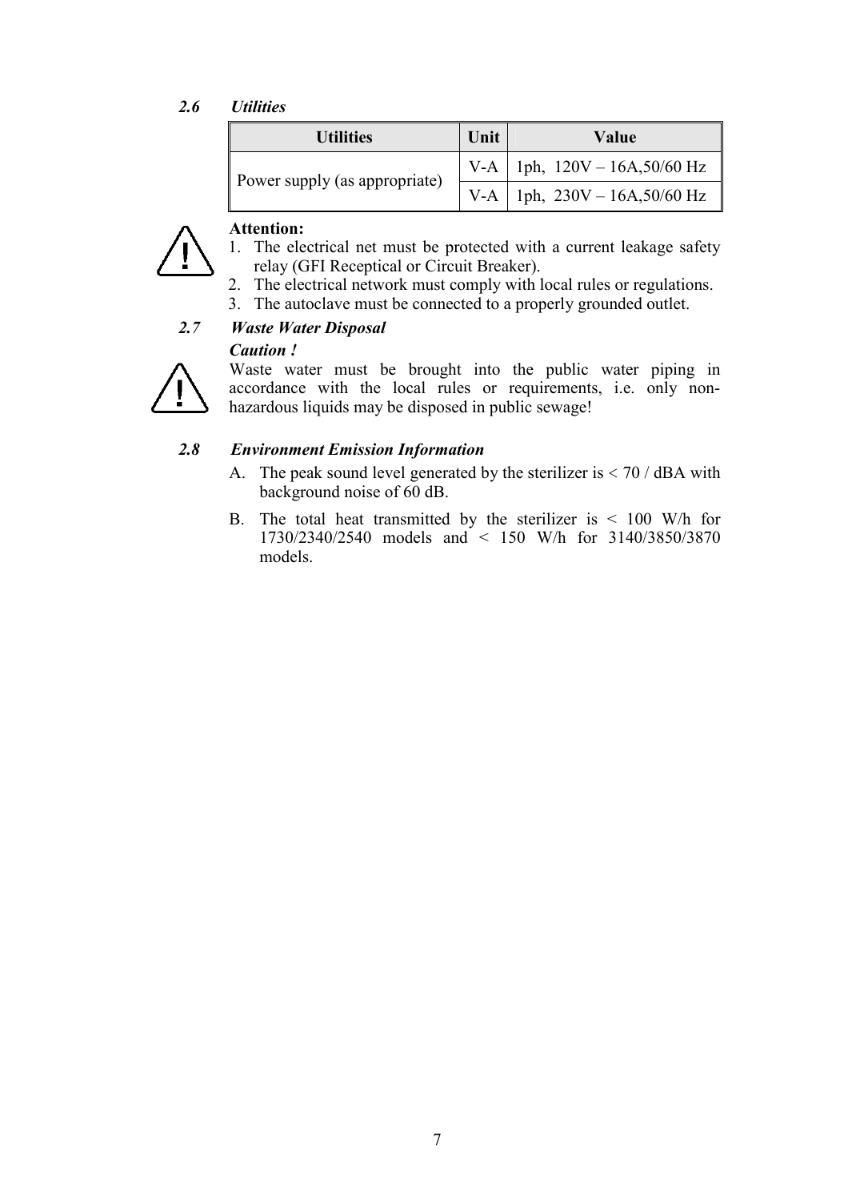### *2.6 Utilities*

| Utilities | Unit | Value |
|---|---|---|
| Power supply (as appropriate) | V-A | 1ph, 120V – 16A,50/60 Hz |
| | V-A | 1ph, 230V – 16A,50/60 Hz |

**Attention:**

1. The electrical net must be protected with a current leakage safety relay (GFI Receptical or Circuit Breaker).
2. The electrical network must comply with local rules or regulations.
3. The autoclave must be connected to a properly grounded outlet.

### *2.7 Waste Water Disposal*

***Caution !***

Waste water must be brought into the public water piping in accordance with the local rules or requirements, i.e. only non-hazardous liquids may be disposed in public sewage!

### *2.8 Environment Emission Information*

A. The peak sound level generated by the sterilizer is < 70 / dBA with background noise of 60 dB.

B. The total heat transmitted by the sterilizer is < 100 W/h for 1730/2340/2540 models and < 150 W/h for 3140/3850/3870 models.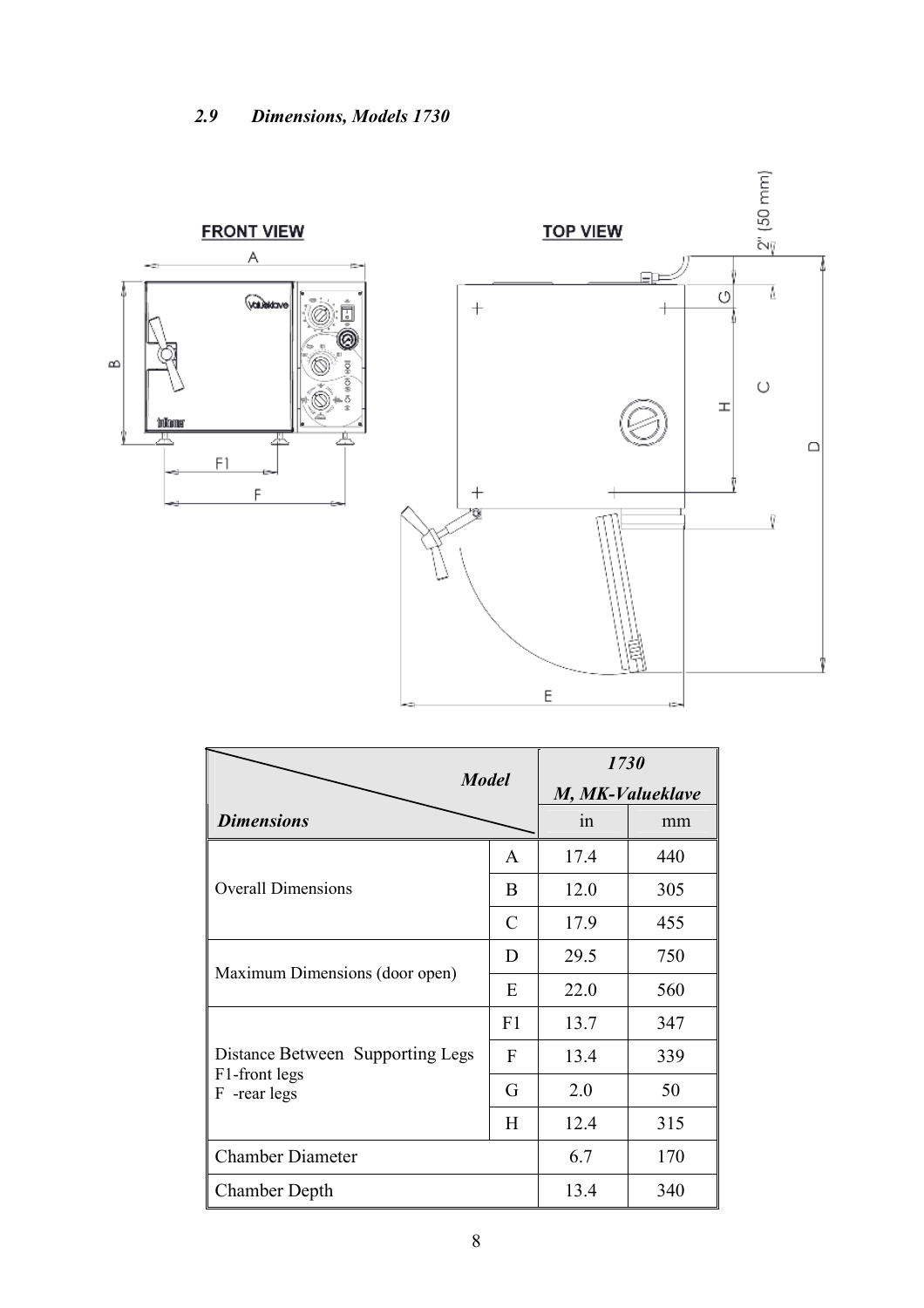### 2.9 Dimensions, Models 1730

| Dimensions | | 1730 M, MK-Valueklave | |
|---|---|---|---|
| | | in | mm |
| Overall Dimensions | A | 17.4 | 440 |
| | B | 12.0 | 305 |
| | C | 17.9 | 455 |
| Maximum Dimensions (door open) | D | 29.5 | 750 |
| | E | 22.0 | 560 |
| Distance Between Supporting Legs<br>F1-front legs<br>F -rear legs | F1 | 13.7 | 347 |
| | F | 13.4 | 339 |
| | G | 2.0 | 50 |
| | H | 12.4 | 315 |
| Chamber Diameter | | 6.7 | 170 |
| Chamber Depth | | 13.4 | 340 |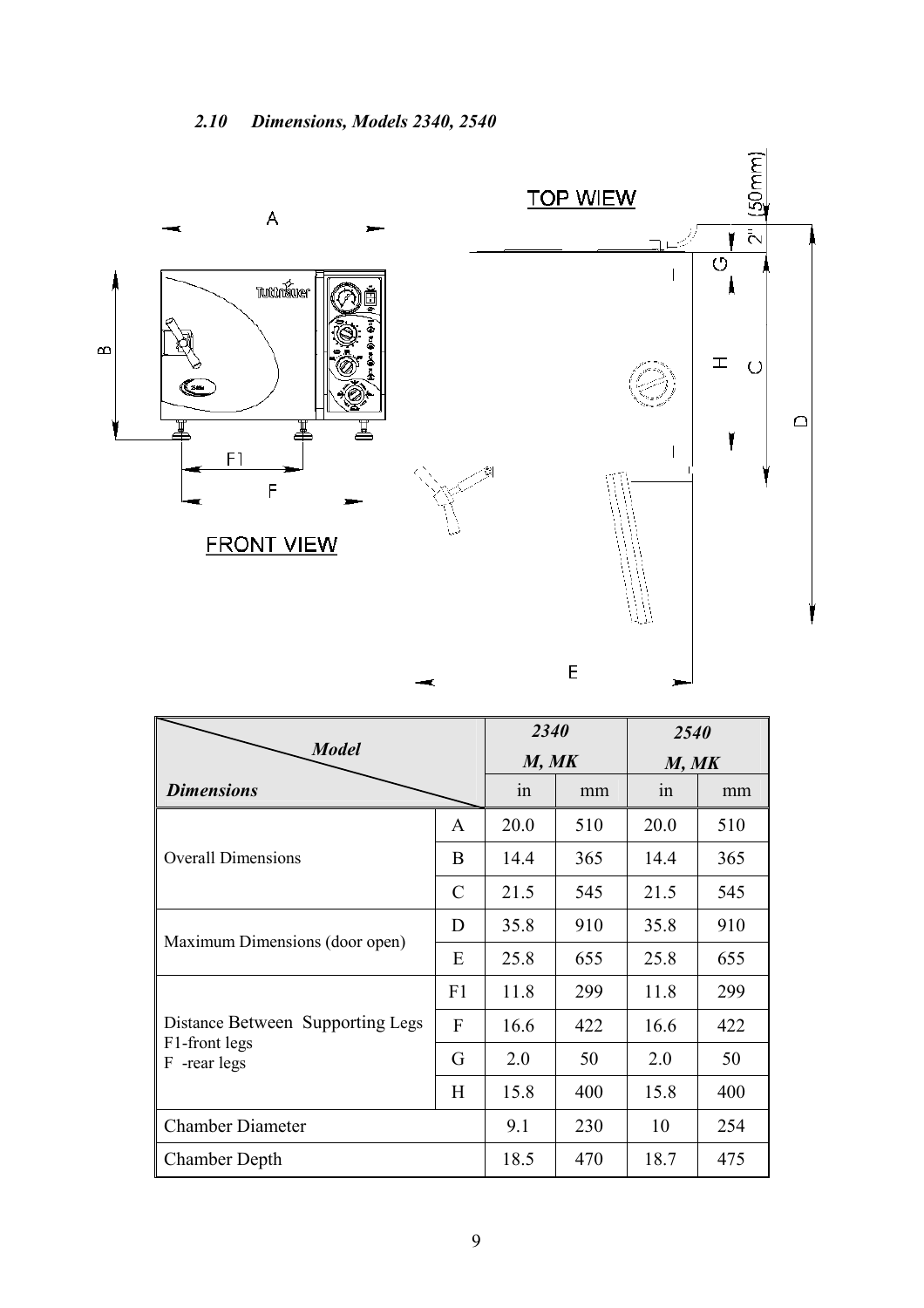### *2.10 Dimensions, Models 2340, 2540*

TOP WIEW

FRONT VIEW

| *Model* / *Dimensions* | | *2340 M, MK* | | *2540 M, MK* | |
|---|---|---|---|---|---|
| | | in | mm | in | mm |
| Overall Dimensions | A | 20.0 | 510 | 20.0 | 510 |
| | B | 14.4 | 365 | 14.4 | 365 |
| | C | 21.5 | 545 | 21.5 | 545 |
| Maximum Dimensions (door open) | D | 35.8 | 910 | 35.8 | 910 |
| | E | 25.8 | 655 | 25.8 | 655 |
| Distance Between Supporting Legs F1-front legs F -rear legs | F1 | 11.8 | 299 | 11.8 | 299 |
| | F | 16.6 | 422 | 16.6 | 422 |
| | G | 2.0 | 50 | 2.0 | 50 |
| | H | 15.8 | 400 | 15.8 | 400 |
| Chamber Diameter | | 9.1 | 230 | 10 | 254 |
| Chamber Depth | | 18.5 | 470 | 18.7 | 475 |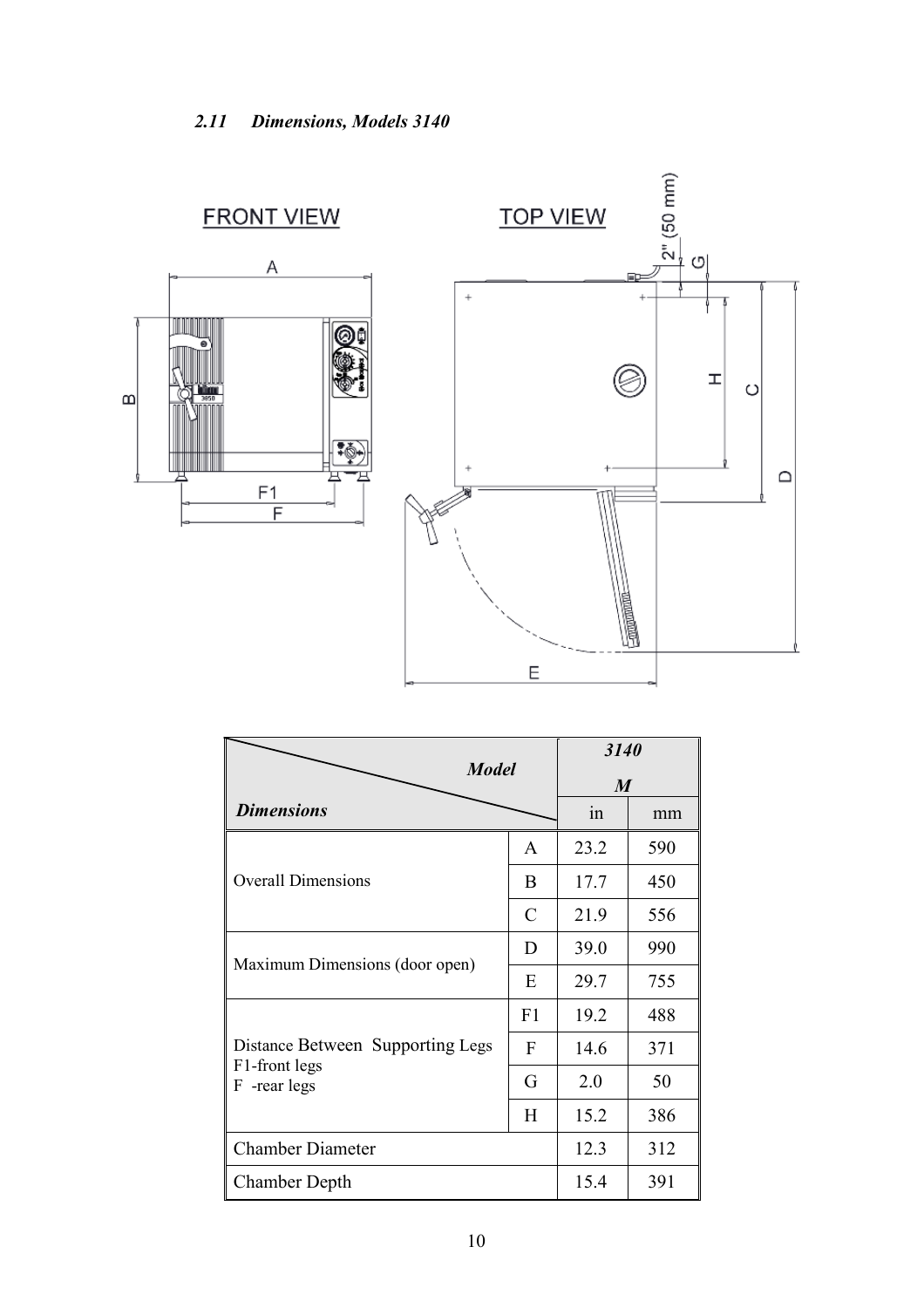### 2.11 Dimensions, Models 3140

FRONT VIEW

TOP VIEW

| Dimensions | | 3140 M in | 3140 M mm |
|---|---|---|---|
| Overall Dimensions | A | 23.2 | 590 |
| | B | 17.7 | 450 |
| | C | 21.9 | 556 |
| Maximum Dimensions (door open) | D | 39.0 | 990 |
| | E | 29.7 | 755 |
| Distance Between Supporting Legs F1-front legs F -rear legs | F1 | 19.2 | 488 |
| | F | 14.6 | 371 |
| | G | 2.0 | 50 |
| | H | 15.2 | 386 |
| Chamber Diameter | | 12.3 | 312 |
| Chamber Depth | | 15.4 | 391 |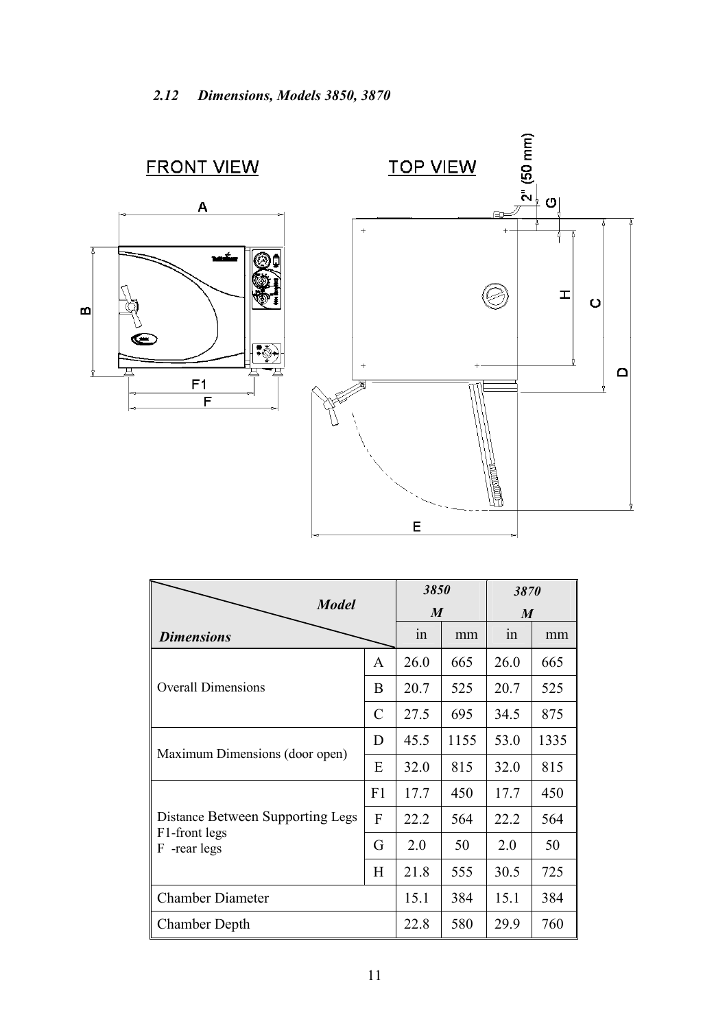### *2.12 Dimensions, Models 3850, 3870*

FRONT VIEW

TOP VIEW

| Model / Dimensions | | 3850 M | | 3870 M | |
|---|---|---|---|---|---|
| | | in | mm | in | mm |
| Overall Dimensions | A | 26.0 | 665 | 26.0 | 665 |
| | B | 20.7 | 525 | 20.7 | 525 |
| | C | 27.5 | 695 | 34.5 | 875 |
| Maximum Dimensions (door open) | D | 45.5 | 1155 | 53.0 | 1335 |
| | E | 32.0 | 815 | 32.0 | 815 |
| Distance Between Supporting Legs F1-front legs F -rear legs | F1 | 17.7 | 450 | 17.7 | 450 |
| | F | 22.2 | 564 | 22.2 | 564 |
| | G | 2.0 | 50 | 2.0 | 50 |
| | H | 21.8 | 555 | 30.5 | 725 |
| Chamber Diameter | | 15.1 | 384 | 15.1 | 384 |
| Chamber Depth | | 22.8 | 580 | 29.9 | 760 |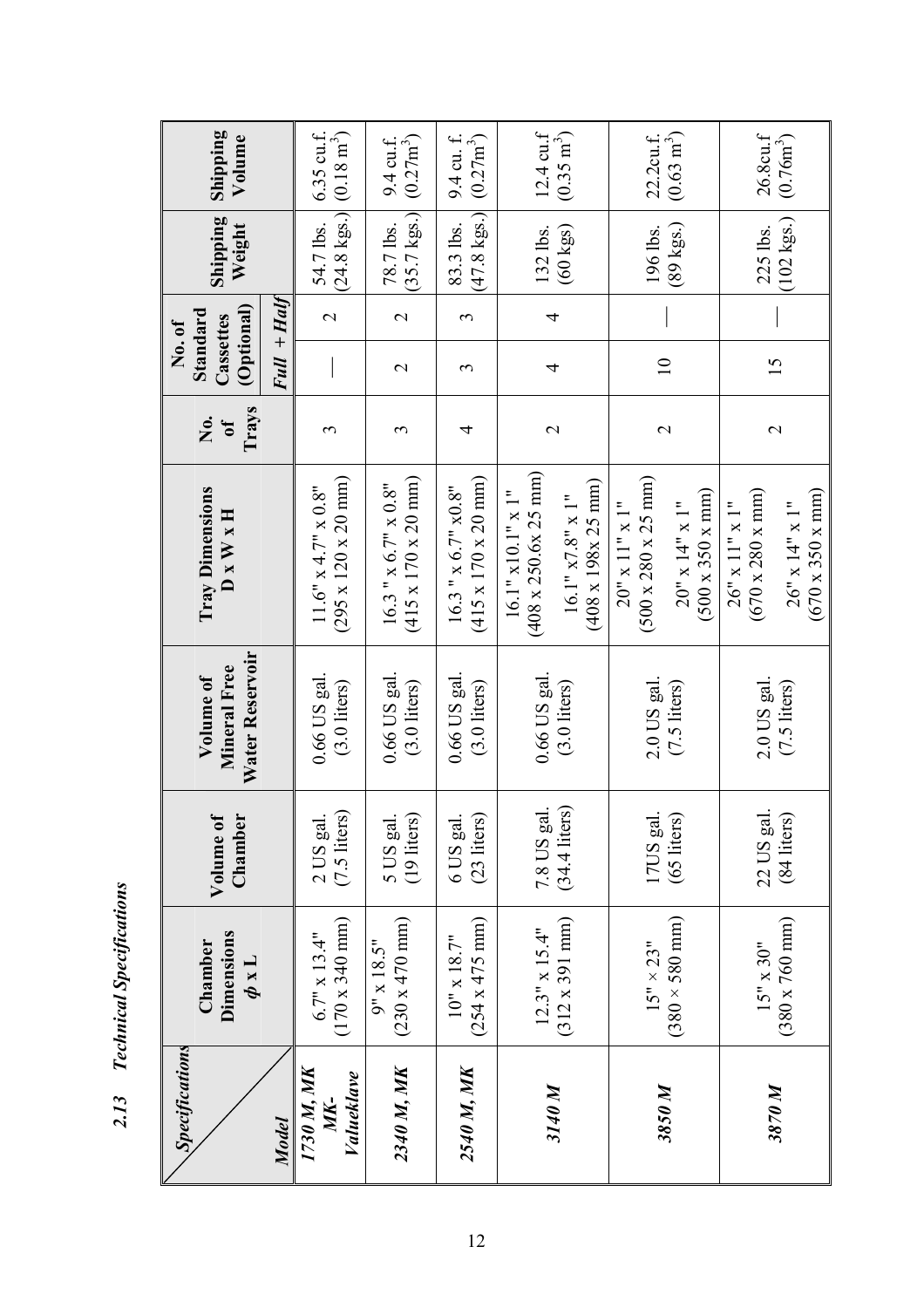## 2.13 Technical Specifications

| Specifications / Model | Chamber Dimensions $\phi$ x L | Volume of Chamber | Volume of Mineral Free Water Reservoir | Tray Dimensions D x W x H | No. of Trays | No. of Standard Cassettes (Optional) | | Shipping Weight | Shipping Volume |
|---|---|---|---|---|---|---|---|---|---|
| | | | | | | *Full* | *+ Half* | | |
| ***1730 M, MK MK-Valueklave*** | 6.7" x 13.4" (170 x 340 mm) | 2 US gal. (7.5 liters) | 0.66 US gal. (3.0 liters) | 11.6" x 4.7" x 0.8" (295 x 120 x 20 mm) | 3 | — | 2 | 54.7 lbs. (24.8 kgs.) | 6.35 cu.f. (0.18 m$^3$) |
| ***2340 M, MK*** | 9" x 18.5" (230 x 470 mm) | 5 US gal. (19 liters) | 0.66 US gal. (3.0 liters) | 16.3 " x 6.7" x 0.8" (415 x 170 x 20 mm) | 3 | 2 | 2 | 78.7 lbs. (35.7 kgs.) | 9.4 cu.f. (0.27m$^3$) |
| ***2540 M, MK*** | 10" x 18.7" (254 x 475 mm) | 6 US gal. (23 liters) | 0.66 US gal. (3.0 liters) | 16.3 " x 6.7" x0.8" (415 x 170 x 20 mm) | 4 | 3 | 3 | 83.3 lbs. (47.8 kgs.) | 9.4 cu. f. (0.27m$^3$) |
| ***3140 M*** | 12.3" x 15.4" (312 x 391 mm) | 7.8 US gal. (34.4 liters) | 0.66 US gal. (3.0 liters) | 16.1" x10.1" x 1" (408 x 250.6x 25 mm) 16.1" x7.8" x 1" (408 x 198x 25 mm) | 2 | 4 | 4 | 132 lbs. (60 kgs) | 12.4 cu.f (0.35 m$^3$) |
| ***3850 M*** | 15" × 23" (380 × 580 mm) | 17US gal. (65 liters) | 2.0 US gal. (7.5 liters) | 20" x 11" x 1" (500 x 280 x 25 mm) 20" x 14" x 1" (500 x 350 x mm) | 2 | 10 | — | 196 lbs. (89 kgs.) | 22.2cu.f. (0.63 m$^3$) |
| ***3870 M*** | 15" x 30" (380 x 760 mm) | 22 US gal. (84 liters) | 2.0 US gal. (7.5 liters) | 26" x 11" x 1" (670 x 280 x mm) 26" x 14" x 1" (670 x 350 x mm) | 2 | 15 | — | 225 lbs. (102 kgs.) | 26.8cu.f (0.76m$^3$) |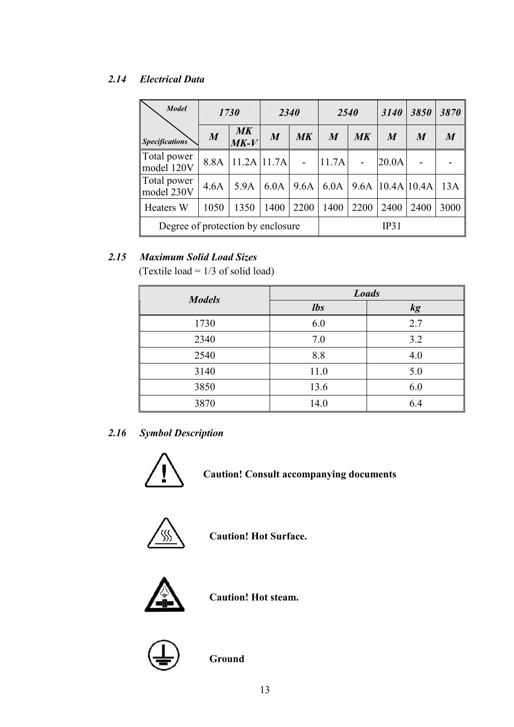### *2.14 Electrical Data*

| *Model* / *Specifications* | *1730* | | *2340* | | *2540* | | *3140* | *3850* | *3870* |
|---|---|---|---|---|---|---|---|---|---|
| | ***M*** | ***MK MK-V*** | ***M*** | ***MK*** | ***M*** | ***MK*** | ***M*** | ***M*** | ***M*** |
| Total power model 120V | 8.8A | 11.2A | 11.7A | - | 11.7A | - | 20.0A | - | - |
| Total power model 230V | 4.6A | 5.9A | 6.0A | 9.6A | 6.0A | 9.6A | 10.4A | 10.4A | 13A |
| Heaters W | 1050 | 1350 | 1400 | 2200 | 1400 | 2200 | 2400 | 2400 | 3000 |
| Degree of protection by enclosure | | | | | IP31 | | | | |

### *2.15 Maximum Solid Load Sizes*

(Textile load = 1/3 of solid load)

| ***Models*** | ***Loads*** | |
|---|---|---|
| | ***lbs*** | ***kg*** |
| 1730 | 6.0 | 2.7 |
| 2340 | 7.0 | 3.2 |
| 2540 | 8.8 | 4.0 |
| 3140 | 11.0 | 5.0 |
| 3850 | 13.6 | 6.0 |
| 3870 | 14.0 | 6.4 |

### *2.16 Symbol Description*

**Caution! Consult accompanying documents**

**Caution! Hot Surface.**

**Caution! Hot steam.**

**Ground**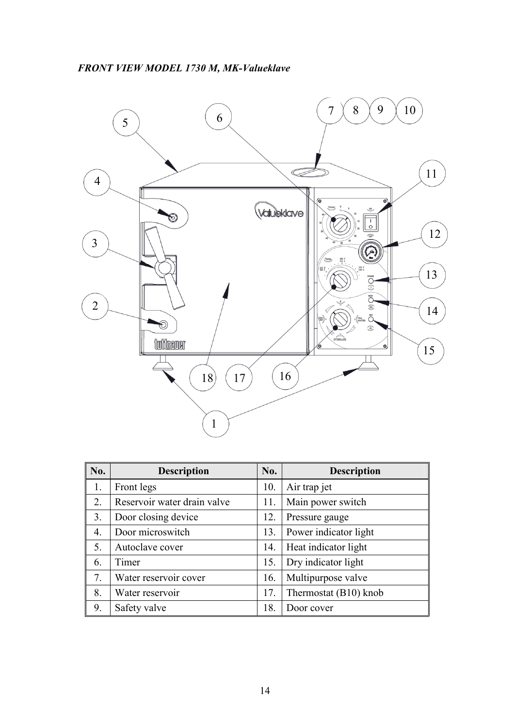*FRONT VIEW MODEL 1730 M, MK-Valueklave*

| No. | Description | No. | Description |
|---|---|---|---|
| 1. | Front legs | 10. | Air trap jet |
| 2. | Reservoir water drain valve | 11. | Main power switch |
| 3. | Door closing device | 12. | Pressure gauge |
| 4. | Door microswitch | 13. | Power indicator light |
| 5. | Autoclave cover | 14. | Heat indicator light |
| 6. | Timer | 15. | Dry indicator light |
| 7. | Water reservoir cover | 16. | Multipurpose valve |
| 8. | Water reservoir | 17. | Thermostat (B10) knob |
| 9. | Safety valve | 18. | Door cover |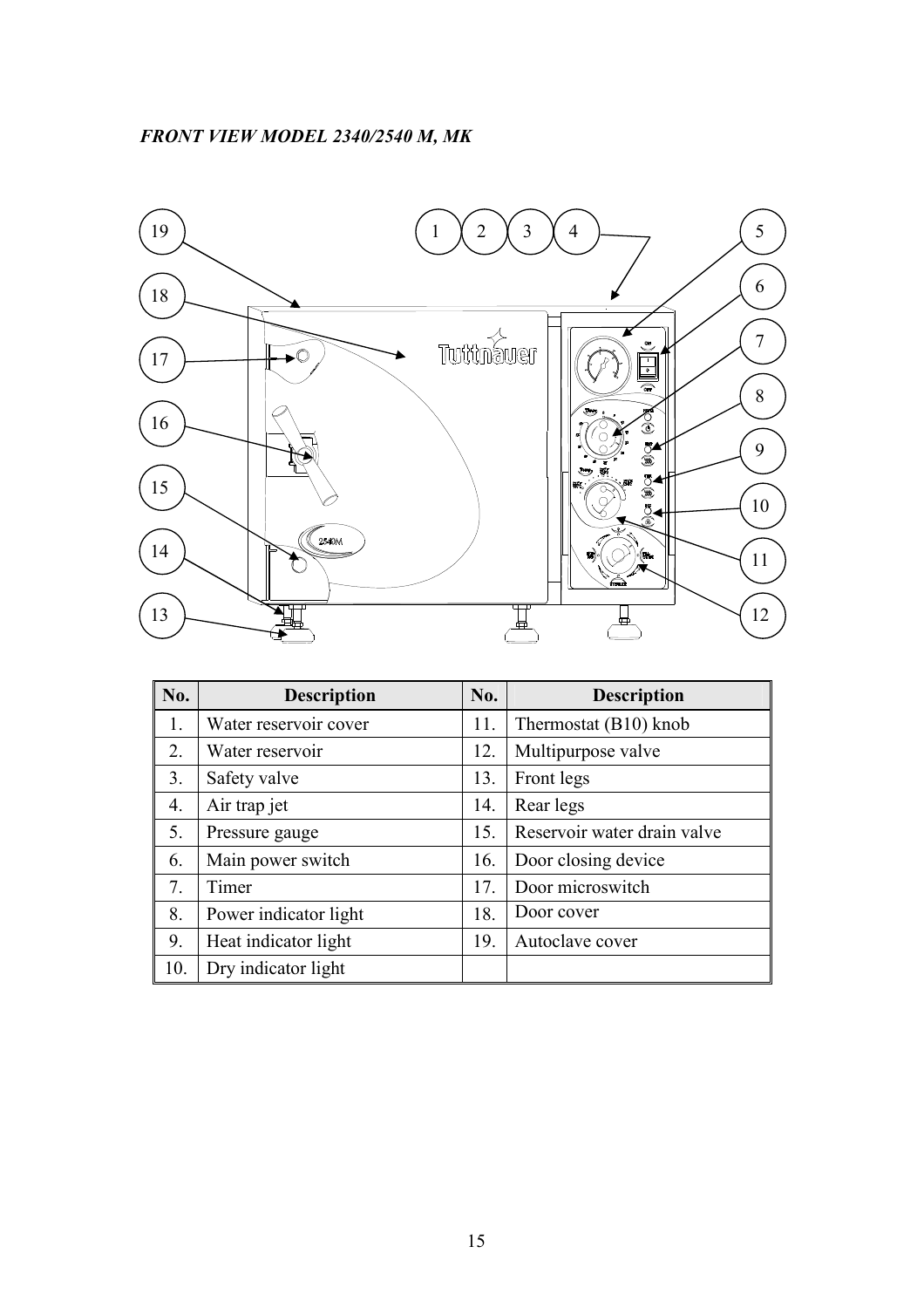*FRONT VIEW MODEL 2340/2540 M, MK*

| No. | Description | No. | Description |
|---|---|---|---|
| 1. | Water reservoir cover | 11. | Thermostat (B10) knob |
| 2. | Water reservoir | 12. | Multipurpose valve |
| 3. | Safety valve | 13. | Front legs |
| 4. | Air trap jet | 14. | Rear legs |
| 5. | Pressure gauge | 15. | Reservoir water drain valve |
| 6. | Main power switch | 16. | Door closing device |
| 7. | Timer | 17. | Door microswitch |
| 8. | Power indicator light | 18. | Door cover |
| 9. | Heat indicator light | 19. | Autoclave cover |
| 10. | Dry indicator light | | |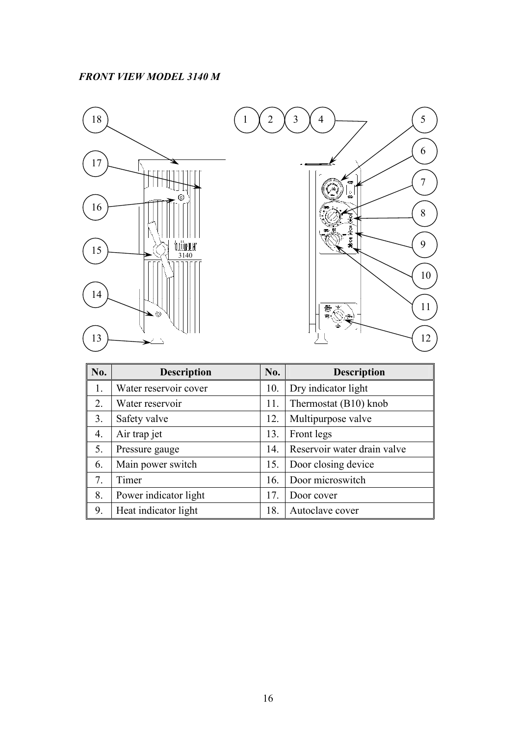*FRONT VIEW MODEL 3140 M*

| No. | Description | No. | Description |
|---|---|---|---|
| 1. | Water reservoir cover | 10. | Dry indicator light |
| 2. | Water reservoir | 11. | Thermostat (B10) knob |
| 3. | Safety valve | 12. | Multipurpose valve |
| 4. | Air trap jet | 13. | Front legs |
| 5. | Pressure gauge | 14. | Reservoir water drain valve |
| 6. | Main power switch | 15. | Door closing device |
| 7. | Timer | 16. | Door microswitch |
| 8. | Power indicator light | 17. | Door cover |
| 9. | Heat indicator light | 18. | Autoclave cover |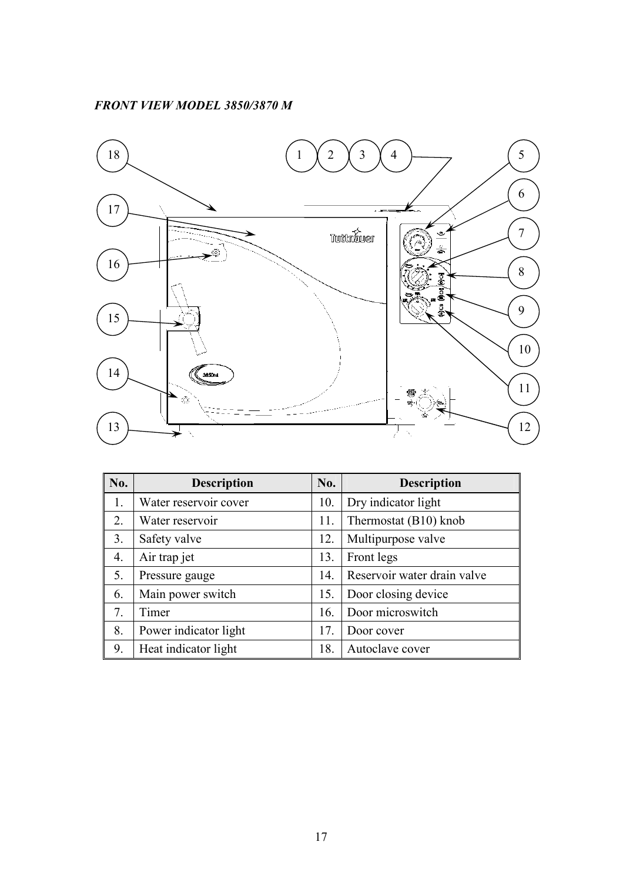*FRONT VIEW MODEL 3850/3870 M*

| No. | Description | No. | Description |
|---|---|---|---|
| 1. | Water reservoir cover | 10. | Dry indicator light |
| 2. | Water reservoir | 11. | Thermostat (B10) knob |
| 3. | Safety valve | 12. | Multipurpose valve |
| 4. | Air trap jet | 13. | Front legs |
| 5. | Pressure gauge | 14. | Reservoir water drain valve |
| 6. | Main power switch | 15. | Door closing device |
| 7. | Timer | 16. | Door microswitch |
| 8. | Power indicator light | 17. | Door cover |
| 9. | Heat indicator light | 18. | Autoclave cover |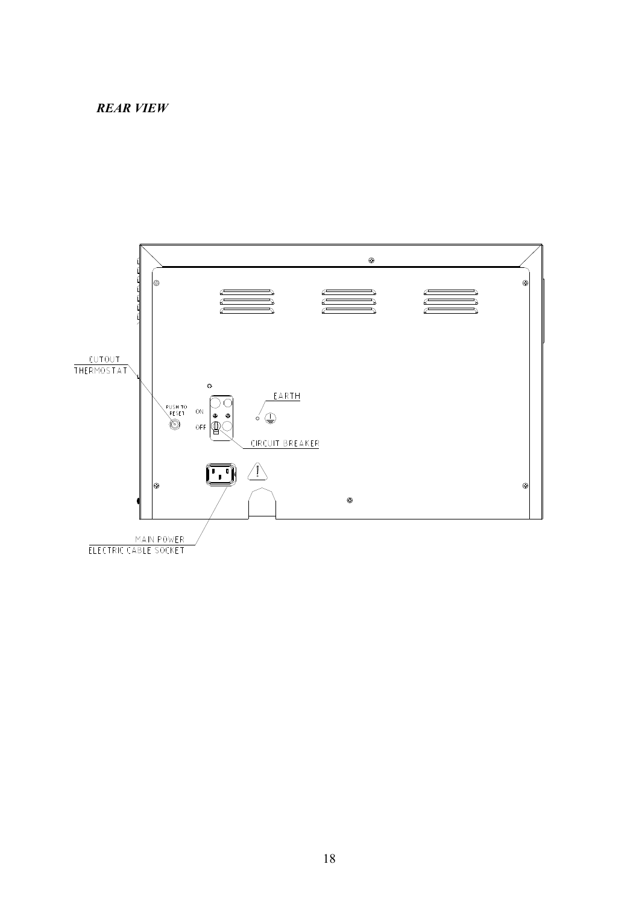***REAR VIEW***

CUTOUT THERMOSTAT

PUSH TO RESET

ON

OFF

EARTH

CIRCUIT BREAKER

MAIN POWER ELECTRIC CABLE SOCKET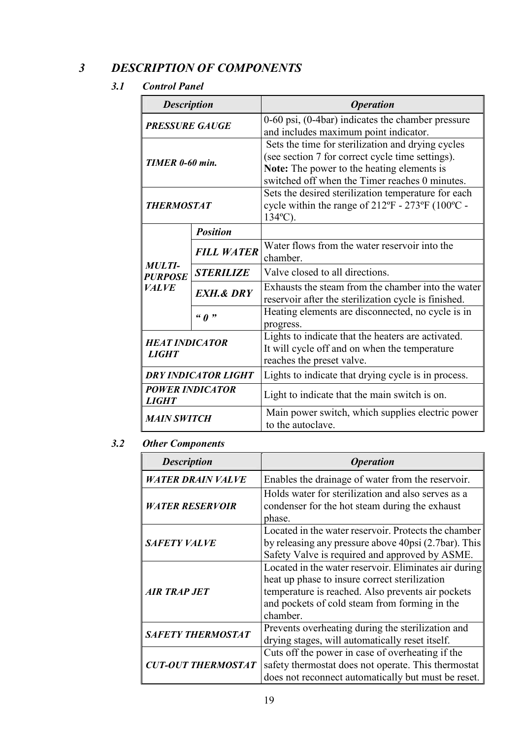# 3 DESCRIPTION OF COMPONENTS

## 3.1 Control Panel

| *Description* | | *Operation* |
|---|---|---|
| ***PRESSURE GAUGE*** | | 0-60 psi, (0-4bar) indicates the chamber pressure and includes maximum point indicator. |
| ***TIMER 0-60 min.*** | | Sets the time for sterilization and drying cycles (see section 7 for correct cycle time settings). **Note:** The power to the heating elements is switched off when the Timer reaches 0 minutes. |
| ***THERMOSTAT*** | | Sets the desired sterilization temperature for each cycle within the range of 212ºF - 273ºF (100ºC - 134ºC). |
| ***MULTI-PURPOSE VALVE*** | ***Position*** | |
| | ***FILL WATER*** | Water flows from the water reservoir into the chamber. |
| | ***STERILIZE*** | Valve closed to all directions. |
| | ***EXH.& DRY*** | Exhausts the steam from the chamber into the water reservoir after the sterilization cycle is finished. |
| | ***" 0 "*** | Heating elements are disconnected, no cycle is in progress. |
| ***HEAT INDICATOR LIGHT*** | | Lights to indicate that the heaters are activated. It will cycle off and on when the temperature reaches the preset valve. |
| ***DRY INDICATOR LIGHT*** | | Lights to indicate that drying cycle is in process. |
| ***POWER INDICATOR LIGHT*** | | Light to indicate that the main switch is on. |
| ***MAIN SWITCH*** | | Main power switch, which supplies electric power to the autoclave. |

## 3.2 Other Components

| *Description* | *Operation* |
|---|---|
| ***WATER DRAIN VALVE*** | Enables the drainage of water from the reservoir. |
| ***WATER RESERVOIR*** | Holds water for sterilization and also serves as a condenser for the hot steam during the exhaust phase. |
| ***SAFETY VALVE*** | Located in the water reservoir. Protects the chamber by releasing any pressure above 40psi (2.7bar). This Safety Valve is required and approved by ASME. |
| ***AIR TRAP JET*** | Located in the water reservoir. Eliminates air during heat up phase to insure correct sterilization temperature is reached. Also prevents air pockets and pockets of cold steam from forming in the chamber. |
| ***SAFETY THERMOSTAT*** | Prevents overheating during the sterilization and drying stages, will automatically reset itself. |
| ***CUT-OUT THERMOSTAT*** | Cuts off the power in case of overheating if the safety thermostat does not operate. This thermostat does not reconnect automatically but must be reset. |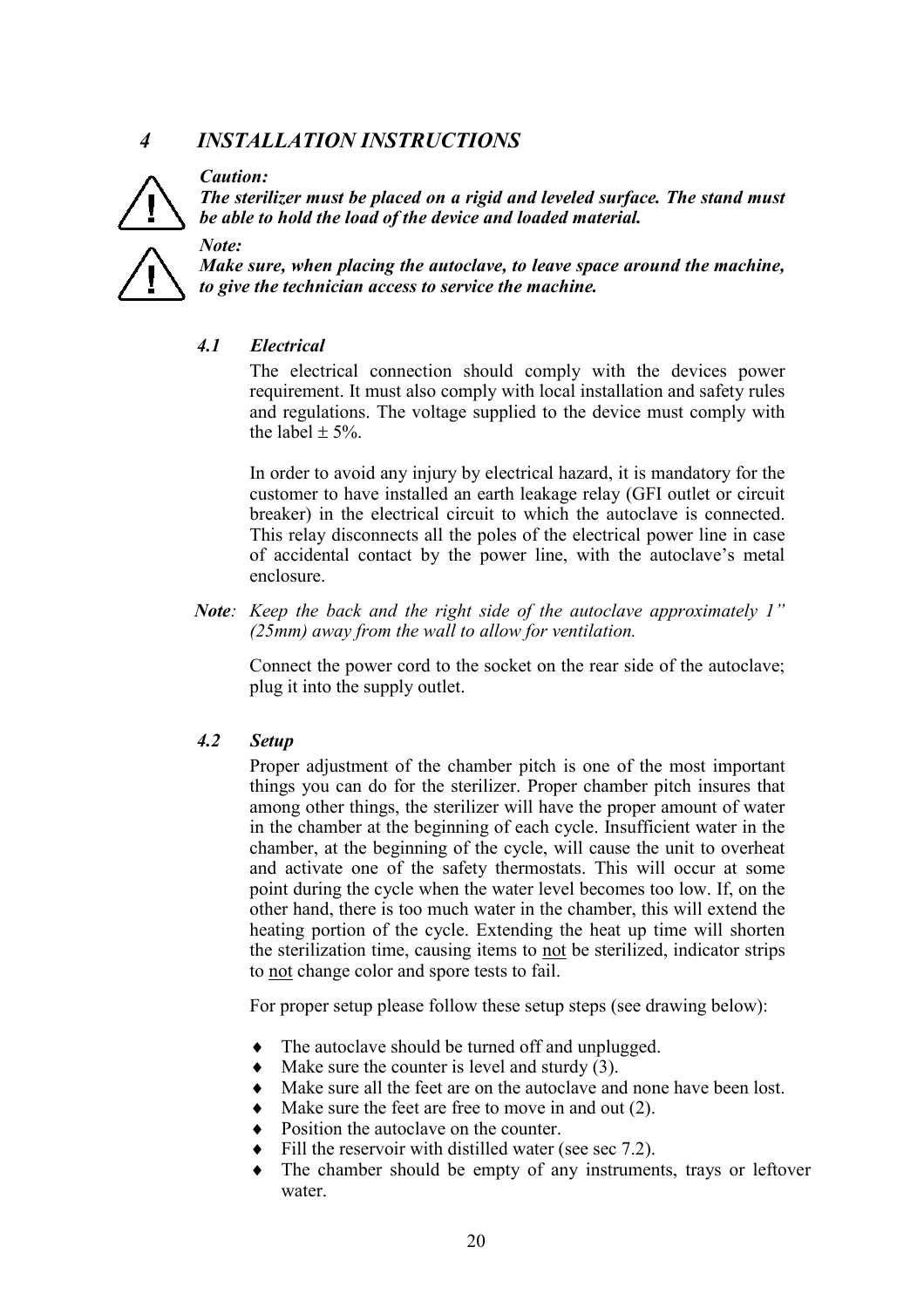# *4 INSTALLATION INSTRUCTIONS*

***Caution:***
***The sterilizer must be placed on a rigid and leveled surface. The stand must be able to hold the load of the device and loaded material.***

***Note:***
***Make sure, when placing the autoclave, to leave space around the machine, to give the technician access to service the machine.***

## *4.1 Electrical*

The electrical connection should comply with the devices power requirement. It must also comply with local installation and safety rules and regulations. The voltage supplied to the device must comply with the label ± 5%.

In order to avoid any injury by electrical hazard, it is mandatory for the customer to have installed an earth leakage relay (GFI outlet or circuit breaker) in the electrical circuit to which the autoclave is connected. This relay disconnects all the poles of the electrical power line in case of accidental contact by the power line, with the autoclave's metal enclosure.

***Note****: Keep the back and the right side of the autoclave approximately 1" (25mm) away from the wall to allow for ventilation.*

Connect the power cord to the socket on the rear side of the autoclave; plug it into the supply outlet.

## *4.2 Setup*

Proper adjustment of the chamber pitch is one of the most important things you can do for the sterilizer. Proper chamber pitch insures that among other things, the sterilizer will have the proper amount of water in the chamber at the beginning of each cycle. Insufficient water in the chamber, at the beginning of the cycle, will cause the unit to overheat and activate one of the safety thermostats. This will occur at some point during the cycle when the water level becomes too low. If, on the other hand, there is too much water in the chamber, this will extend the heating portion of the cycle. Extending the heat up time will shorten the sterilization time, causing items to <u>not</u> be sterilized, indicator strips to <u>not</u> change color and spore tests to fail.

For proper setup please follow these setup steps (see drawing below):

- The autoclave should be turned off and unplugged.
- Make sure the counter is level and sturdy (3).
- Make sure all the feet are on the autoclave and none have been lost.
- Make sure the feet are free to move in and out (2).
- Position the autoclave on the counter.
- Fill the reservoir with distilled water (see sec 7.2).
- The chamber should be empty of any instruments, trays or leftover water.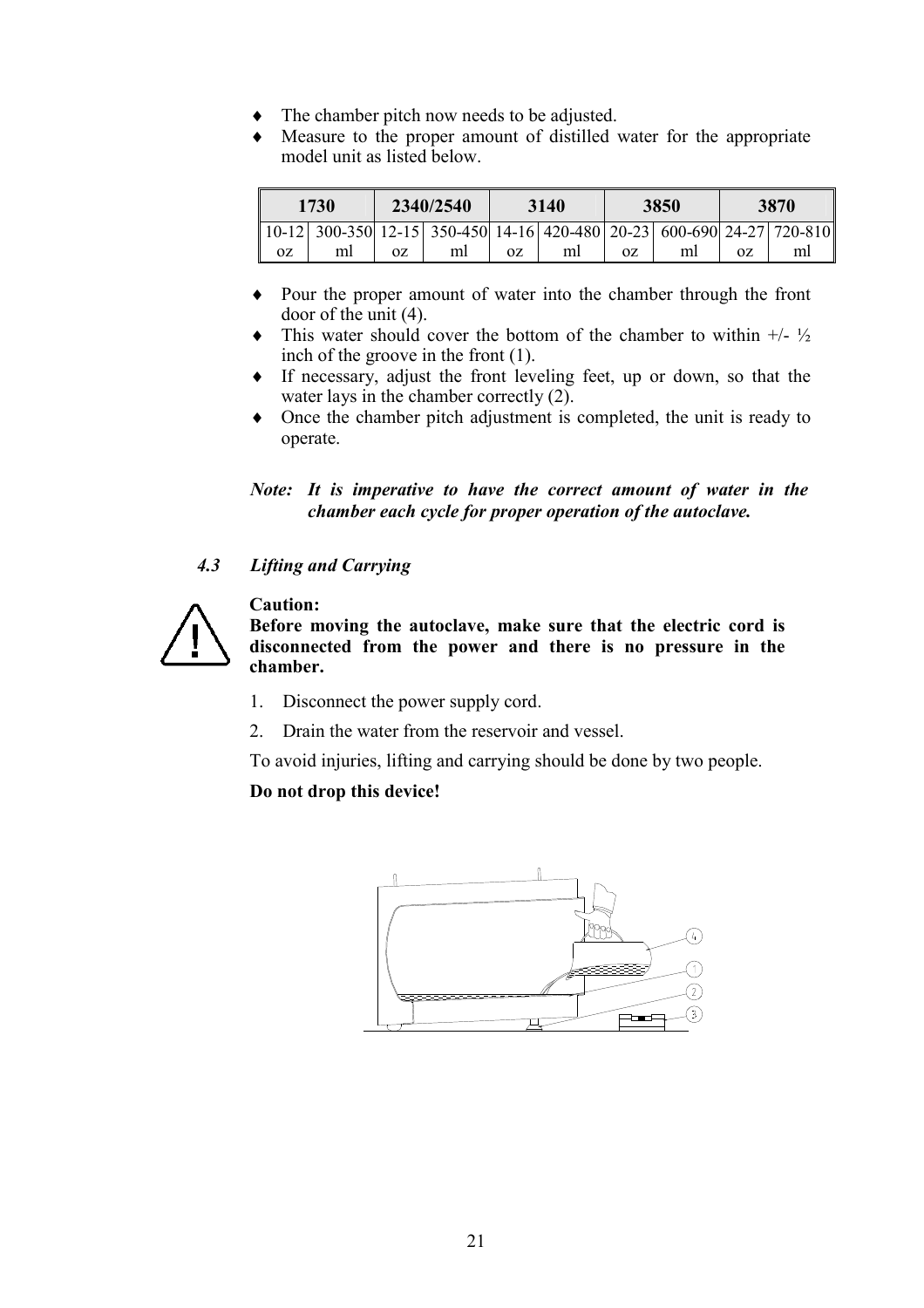- The chamber pitch now needs to be adjusted.
- Measure to the proper amount of distilled water for the appropriate model unit as listed below.

| 1730 | | 2340/2540 | | 3140 | | 3850 | | 3870 | |
|---|---|---|---|---|---|---|---|---|---|
| 10-12 oz | 300-350 ml | 12-15 oz | 350-450 ml | 14-16 oz | 420-480 ml | 20-23 oz | 600-690 ml | 24-27 oz | 720-810 ml |

- Pour the proper amount of water into the chamber through the front door of the unit (4).
- This water should cover the bottom of the chamber to within +/- ½ inch of the groove in the front (1).
- If necessary, adjust the front leveling feet, up or down, so that the water lays in the chamber correctly (2).
- Once the chamber pitch adjustment is completed, the unit is ready to operate.

***Note: It is imperative to have the correct amount of water in the chamber each cycle for proper operation of the autoclave.***

### *4.3 Lifting and Carrying*

**Caution:**
**Before moving the autoclave, make sure that the electric cord is disconnected from the power and there is no pressure in the chamber.**

1. Disconnect the power supply cord.
2. Drain the water from the reservoir and vessel.

To avoid injuries, lifting and carrying should be done by two people.

**Do not drop this device!**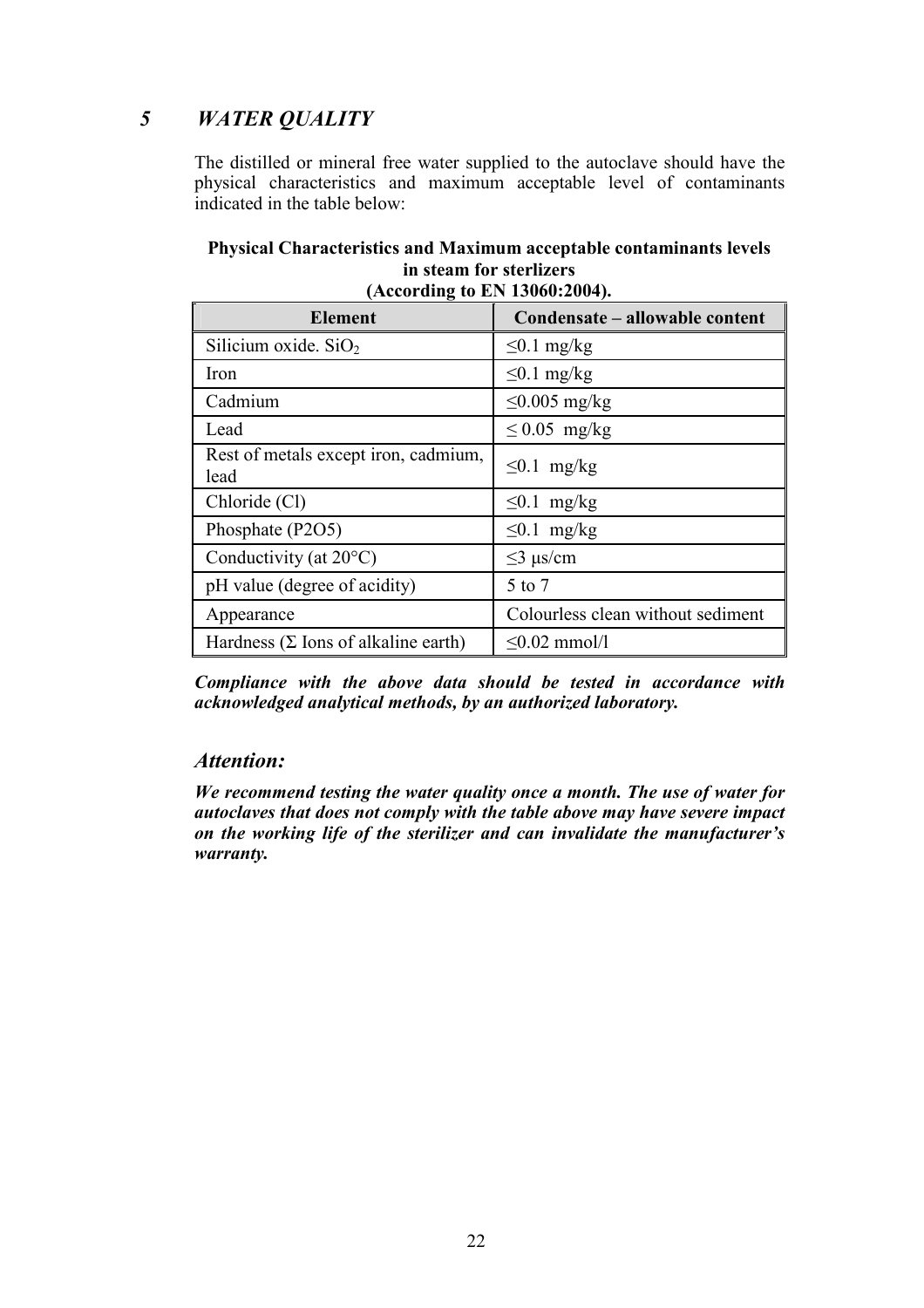# *5 WATER QUALITY*

The distilled or mineral free water supplied to the autoclave should have the physical characteristics and maximum acceptable level of contaminants indicated in the table below:

**Physical Characteristics and Maximum acceptable contaminants levels in steam for sterlizers (According to EN 13060:2004).**

| Element | Condensate – allowable content |
|---|---|
| Silicium oxide. $SiO_2$ | ≤0.1 mg/kg |
| Iron | ≤0.1 mg/kg |
| Cadmium | ≤0.005 mg/kg |
| Lead | ≤ 0.05 mg/kg |
| Rest of metals except iron, cadmium, lead | ≤0.1 mg/kg |
| Chloride (Cl) | ≤0.1 mg/kg |
| Phosphate (P2O5) | ≤0.1 mg/kg |
| Conductivity (at 20°C) | ≤3 µs/cm |
| pH value (degree of acidity) | 5 to 7 |
| Appearance | Colourless clean without sediment |
| Hardness (Σ Ions of alkaline earth) | ≤0.02 mmol/l |

***Compliance with the above data should be tested in accordance with acknowledged analytical methods, by an authorized laboratory.***

### *Attention:*

***We recommend testing the water quality once a month. The use of water for autoclaves that does not comply with the table above may have severe impact on the working life of the sterilizer and can invalidate the manufacturer's warranty.***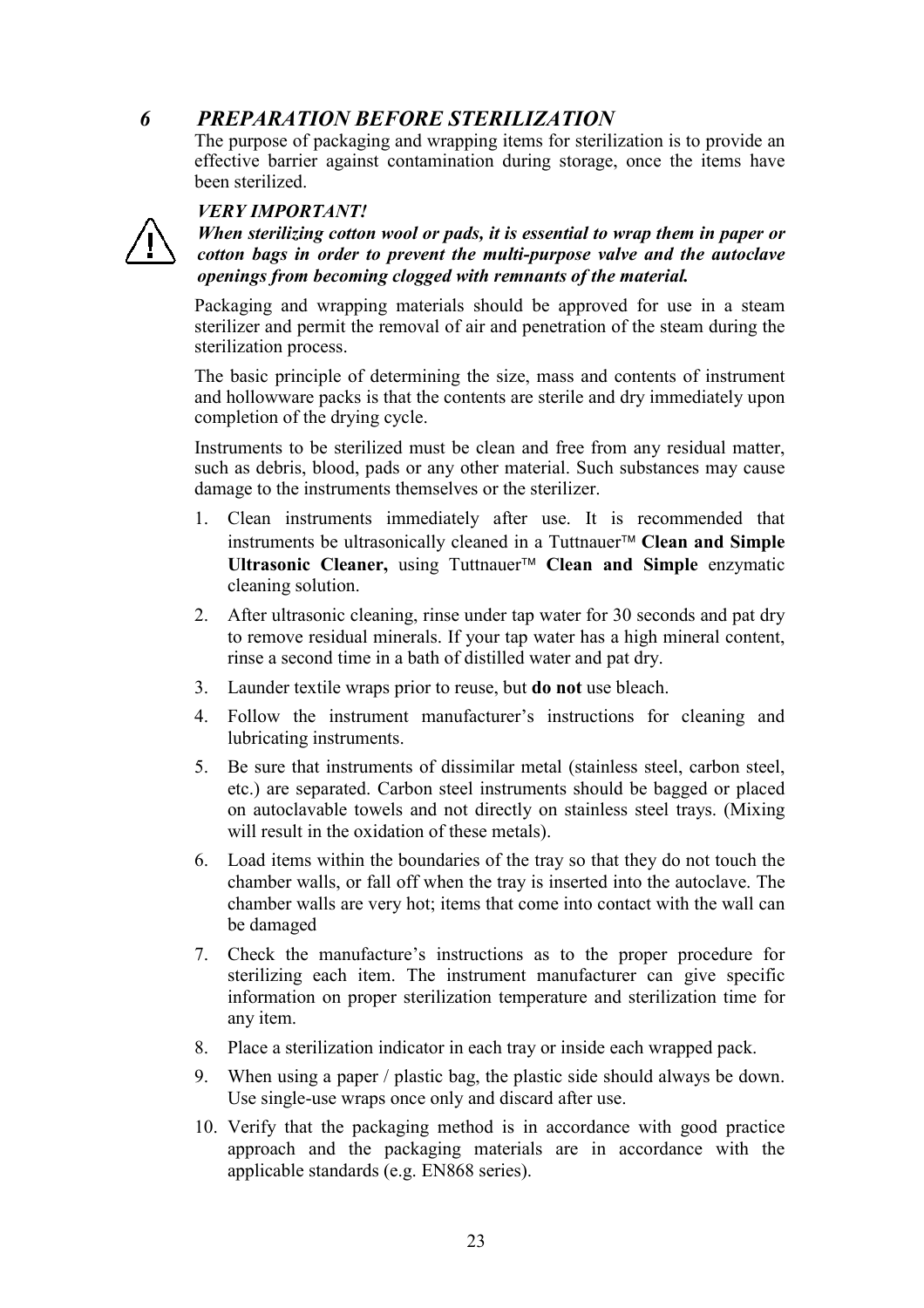# *6 PREPARATION BEFORE STERILIZATION*

The purpose of packaging and wrapping items for sterilization is to provide an effective barrier against contamination during storage, once the items have been sterilized.

***VERY IMPORTANT!***

***When sterilizing cotton wool or pads, it is essential to wrap them in paper or cotton bags in order to prevent the multi-purpose valve and the autoclave openings from becoming clogged with remnants of the material.***

Packaging and wrapping materials should be approved for use in a steam sterilizer and permit the removal of air and penetration of the steam during the sterilization process.

The basic principle of determining the size, mass and contents of instrument and hollowware packs is that the contents are sterile and dry immediately upon completion of the drying cycle.

Instruments to be sterilized must be clean and free from any residual matter, such as debris, blood, pads or any other material. Such substances may cause damage to the instruments themselves or the sterilizer.

1. Clean instruments immediately after use. It is recommended that instruments be ultrasonically cleaned in a Tuttnauer™ **Clean and Simple Ultrasonic Cleaner,** using Tuttnauer™ **Clean and Simple** enzymatic cleaning solution.
2. After ultrasonic cleaning, rinse under tap water for 30 seconds and pat dry to remove residual minerals. If your tap water has a high mineral content, rinse a second time in a bath of distilled water and pat dry.
3. Launder textile wraps prior to reuse, but **do not** use bleach.
4. Follow the instrument manufacturer's instructions for cleaning and lubricating instruments.
5. Be sure that instruments of dissimilar metal (stainless steel, carbon steel, etc.) are separated. Carbon steel instruments should be bagged or placed on autoclavable towels and not directly on stainless steel trays. (Mixing will result in the oxidation of these metals).
6. Load items within the boundaries of the tray so that they do not touch the chamber walls, or fall off when the tray is inserted into the autoclave. The chamber walls are very hot; items that come into contact with the wall can be damaged
7. Check the manufacture's instructions as to the proper procedure for sterilizing each item. The instrument manufacturer can give specific information on proper sterilization temperature and sterilization time for any item.
8. Place a sterilization indicator in each tray or inside each wrapped pack.
9. When using a paper / plastic bag, the plastic side should always be down. Use single-use wraps once only and discard after use.
10. Verify that the packaging method is in accordance with good practice approach and the packaging materials are in accordance with the applicable standards (e.g. EN868 series).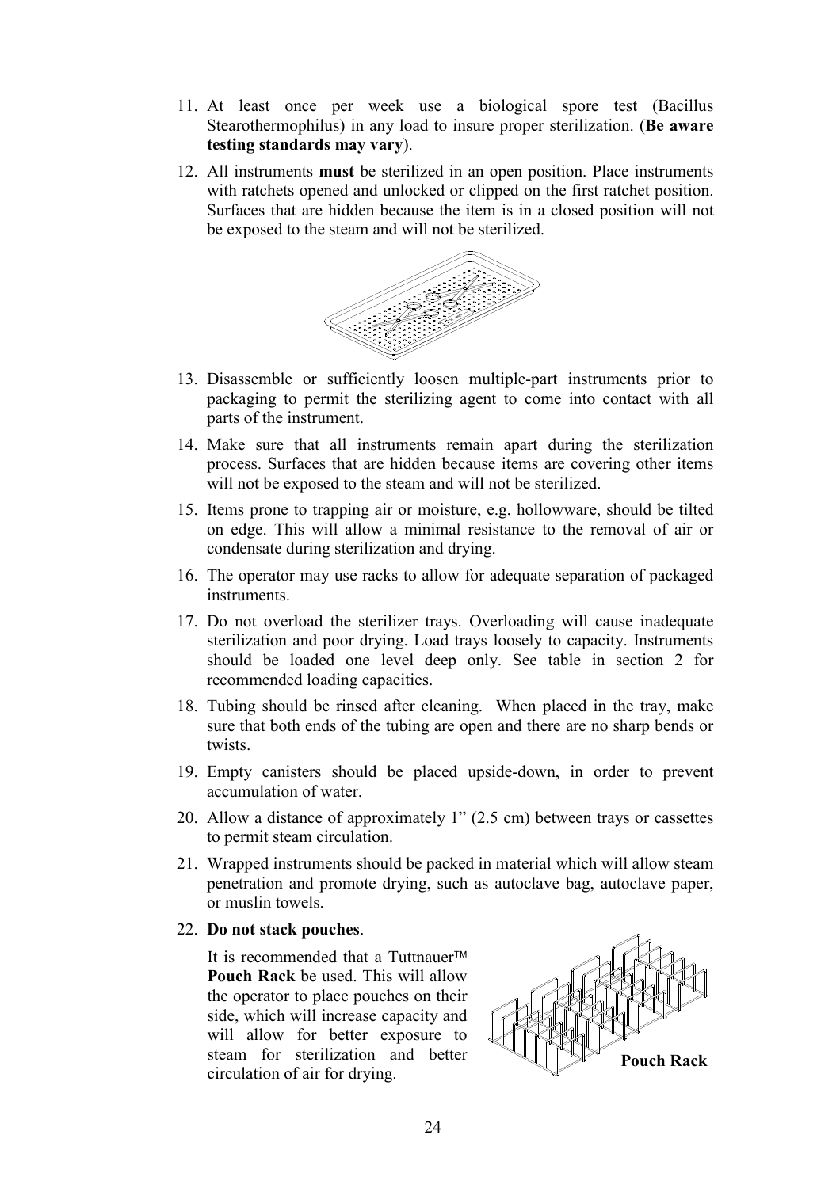11. At least once per week use a biological spore test (Bacillus Stearothermophilus) in any load to insure proper sterilization. (**Be aware testing standards may vary**).
12. All instruments **must** be sterilized in an open position. Place instruments with ratchets opened and unlocked or clipped on the first ratchet position. Surfaces that are hidden because the item is in a closed position will not be exposed to the steam and will not be sterilized.
13. Disassemble or sufficiently loosen multiple-part instruments prior to packaging to permit the sterilizing agent to come into contact with all parts of the instrument.
14. Make sure that all instruments remain apart during the sterilization process. Surfaces that are hidden because items are covering other items will not be exposed to the steam and will not be sterilized.
15. Items prone to trapping air or moisture, e.g. hollowware, should be tilted on edge. This will allow a minimal resistance to the removal of air or condensate during sterilization and drying.
16. The operator may use racks to allow for adequate separation of packaged instruments.
17. Do not overload the sterilizer trays. Overloading will cause inadequate sterilization and poor drying. Load trays loosely to capacity. Instruments should be loaded one level deep only. See table in section 2 for recommended loading capacities.
18. Tubing should be rinsed after cleaning. When placed in the tray, make sure that both ends of the tubing are open and there are no sharp bends or twists.
19. Empty canisters should be placed upside-down, in order to prevent accumulation of water.
20. Allow a distance of approximately 1" (2.5 cm) between trays or cassettes to permit steam circulation.
21. Wrapped instruments should be packed in material which will allow steam penetration and promote drying, such as autoclave bag, autoclave paper, or muslin towels.
22. **Do not stack pouches**.

    It is recommended that a Tuttnauer™ **Pouch Rack** be used. This will allow the operator to place pouches on their side, which will increase capacity and will allow for better exposure to steam for sterilization and better circulation of air for drying.

**Pouch Rack**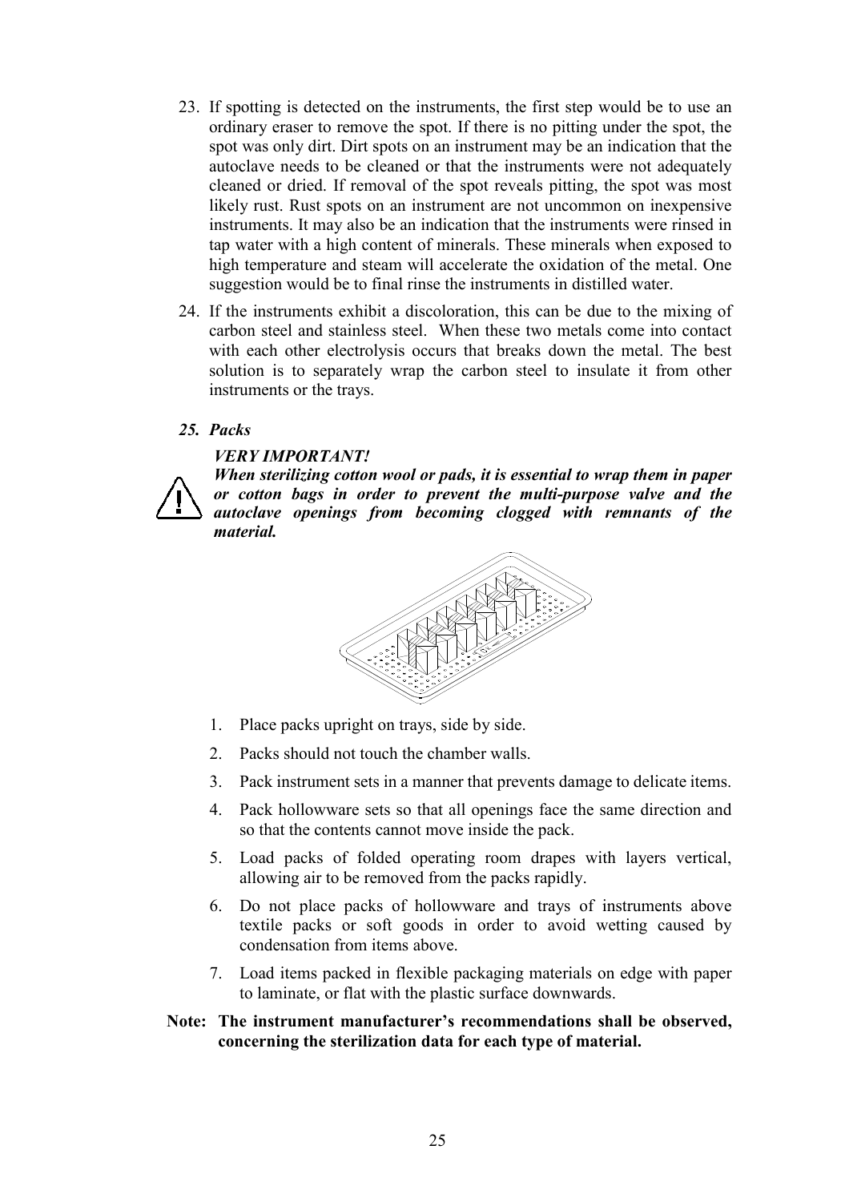23. If spotting is detected on the instruments, the first step would be to use an ordinary eraser to remove the spot. If there is no pitting under the spot, the spot was only dirt. Dirt spots on an instrument may be an indication that the autoclave needs to be cleaned or that the instruments were not adequately cleaned or dried. If removal of the spot reveals pitting, the spot was most likely rust. Rust spots on an instrument are not uncommon on inexpensive instruments. It may also be an indication that the instruments were rinsed in tap water with a high content of minerals. These minerals when exposed to high temperature and steam will accelerate the oxidation of the metal. One suggestion would be to final rinse the instruments in distilled water.

24. If the instruments exhibit a discoloration, this can be due to the mixing of carbon steel and stainless steel. When these two metals come into contact with each other electrolysis occurs that breaks down the metal. The best solution is to separately wrap the carbon steel to insulate it from other instruments or the trays.

25. ***Packs***

***VERY IMPORTANT!***

***When sterilizing cotton wool or pads, it is essential to wrap them in paper or cotton bags in order to prevent the multi-purpose valve and the autoclave openings from becoming clogged with remnants of the material.***

1. Place packs upright on trays, side by side.
2. Packs should not touch the chamber walls.
3. Pack instrument sets in a manner that prevents damage to delicate items.
4. Pack hollowware sets so that all openings face the same direction and so that the contents cannot move inside the pack.
5. Load packs of folded operating room drapes with layers vertical, allowing air to be removed from the packs rapidly.
6. Do not place packs of hollowware and trays of instruments above textile packs or soft goods in order to avoid wetting caused by condensation from items above.
7. Load items packed in flexible packaging materials on edge with paper to laminate, or flat with the plastic surface downwards.

**Note: The instrument manufacturer's recommendations shall be observed, concerning the sterilization data for each type of material.**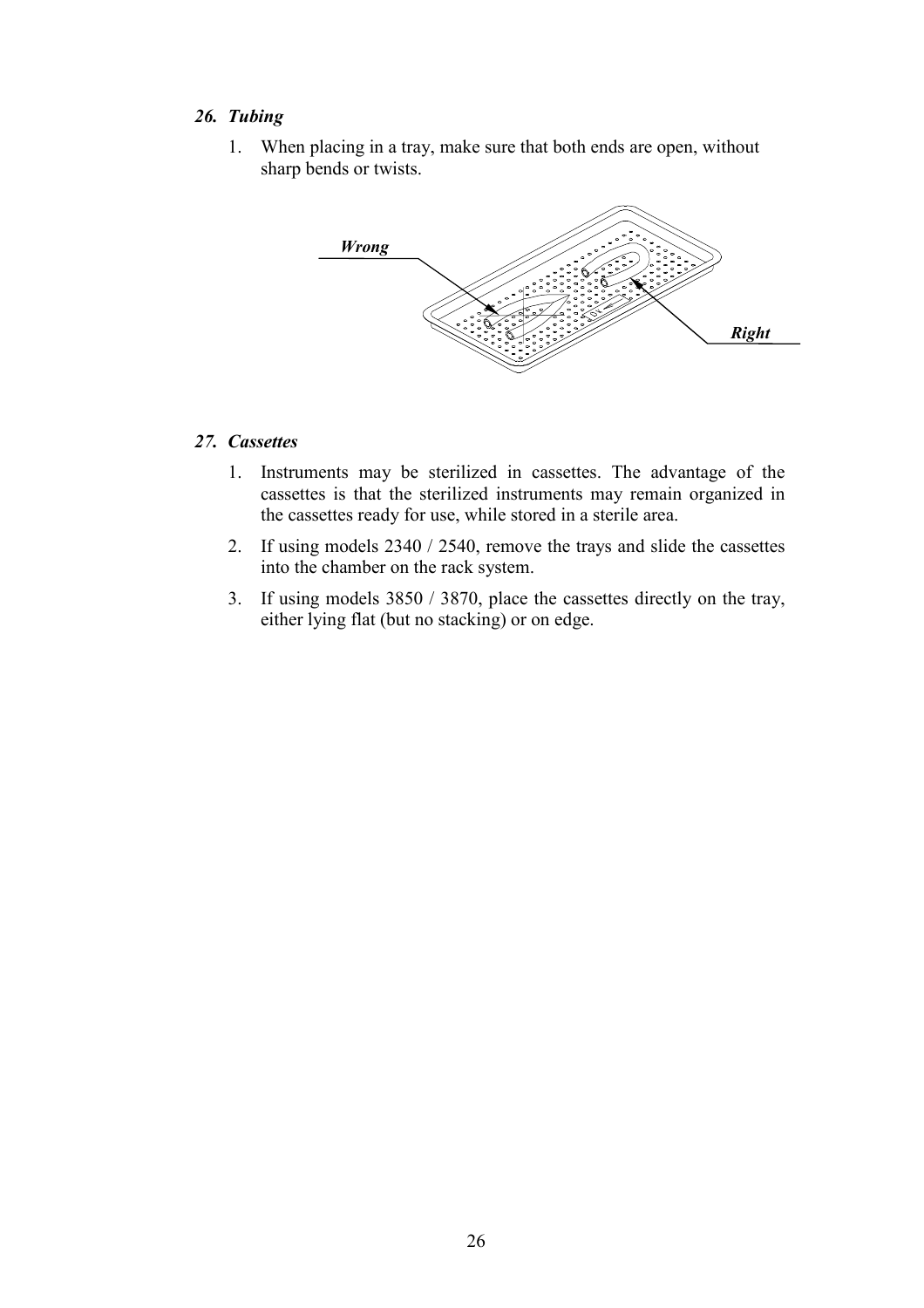### *26. Tubing*

1. When placing in a tray, make sure that both ends are open, without sharp bends or twists.

***Wrong***

***Right***

### *27. Cassettes*

1. Instruments may be sterilized in cassettes. The advantage of the cassettes is that the sterilized instruments may remain organized in the cassettes ready for use, while stored in a sterile area.
2. If using models 2340 / 2540, remove the trays and slide the cassettes into the chamber on the rack system.
3. If using models 3850 / 3870, place the cassettes directly on the tray, either lying flat (but no stacking) or on edge.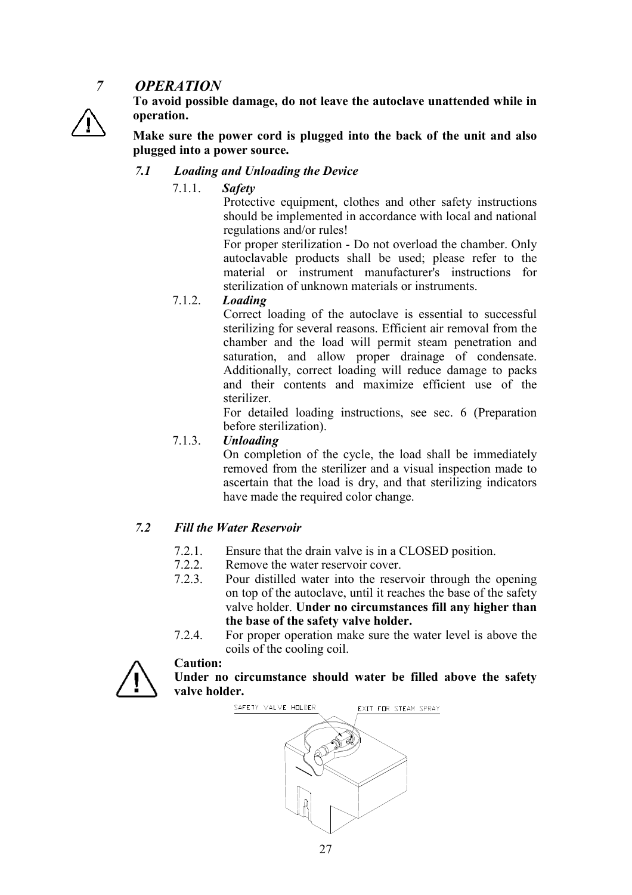# 7 OPERATION

**To avoid possible damage, do not leave the autoclave unattended while in operation.**

**Make sure the power cord is plugged into the back of the unit and also plugged into a power source.**

## 7.1 Loading and Unloading the Device

### 7.1.1. Safety

Protective equipment, clothes and other safety instructions should be implemented in accordance with local and national regulations and/or rules!

For proper sterilization - Do not overload the chamber. Only autoclavable products shall be used; please refer to the material or instrument manufacturer's instructions for sterilization of unknown materials or instruments.

### 7.1.2. Loading

Correct loading of the autoclave is essential to successful sterilizing for several reasons. Efficient air removal from the chamber and the load will permit steam penetration and saturation, and allow proper drainage of condensate. Additionally, correct loading will reduce damage to packs and their contents and maximize efficient use of the sterilizer.

For detailed loading instructions, see sec. 6 (Preparation before sterilization).

### 7.1.3. Unloading

On completion of the cycle, the load shall be immediately removed from the sterilizer and a visual inspection made to ascertain that the load is dry, and that sterilizing indicators have made the required color change.

## 7.2 Fill the Water Reservoir

7.2.1. Ensure that the drain valve is in a CLOSED position.

7.2.2. Remove the water reservoir cover.

7.2.3. Pour distilled water into the reservoir through the opening on top of the autoclave, until it reaches the base of the safety valve holder. **Under no circumstances fill any higher than the base of the safety valve holder.**

7.2.4. For proper operation make sure the water level is above the coils of the cooling coil.

**Caution:**
**Under no circumstance should water be filled above the safety valve holder.**

SAFETY VALVE HOLDER    EXIT FOR STEAM SPRAY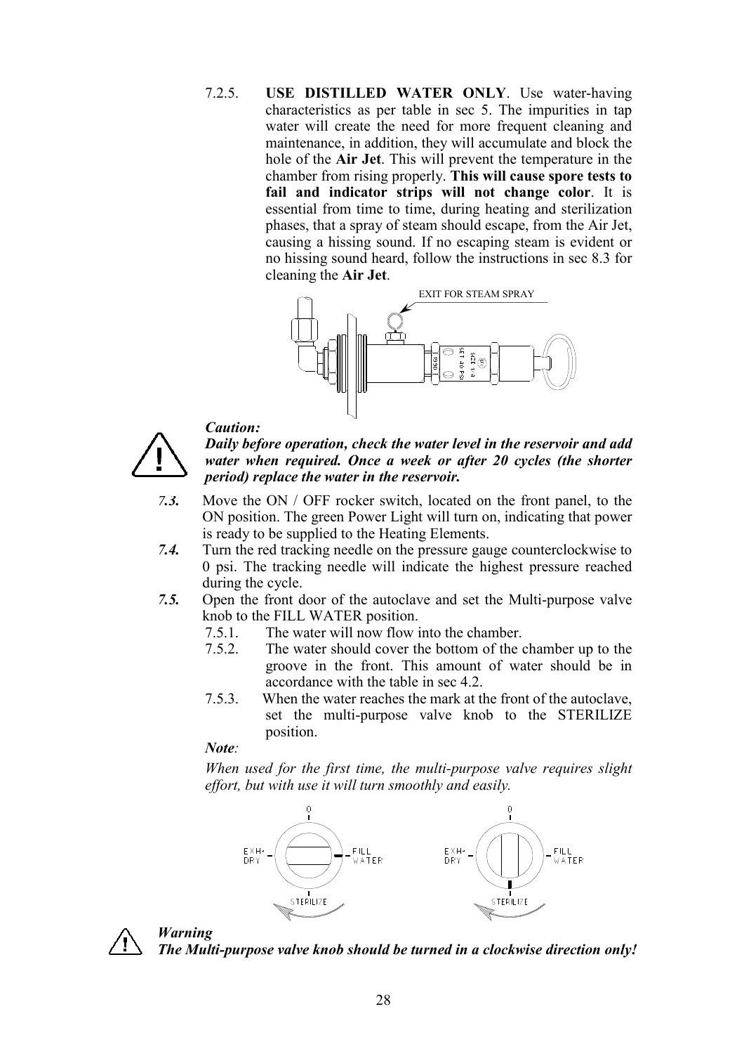7.2.5. **USE DISTILLED WATER ONLY**. Use water-having characteristics as per table in sec 5. The impurities in tap water will create the need for more frequent cleaning and maintenance, in addition, they will accumulate and block the hole of the **Air Jet**. This will prevent the temperature in the chamber from rising properly. **This will cause spore tests to fail and indicator strips will not change color**. It is essential from time to time, during heating and sterilization phases, that a spray of steam should escape, from the Air Jet, causing a hissing sound. If no escaping steam is evident or no hissing sound heard, follow the instructions in sec 8.3 for cleaning the **Air Jet**.

EXIT FOR STEAM SPRAY

***Caution:***

***Daily before operation, check the water level in the reservoir and add water when required. Once a week or after 20 cycles (the shorter period) replace the water in the reservoir.***

***7.3.*** Move the ON / OFF rocker switch, located on the front panel, to the ON position. The green Power Light will turn on, indicating that power is ready to be supplied to the Heating Elements.

***7.4.*** Turn the red tracking needle on the pressure gauge counterclockwise to 0 psi. The tracking needle will indicate the highest pressure reached during the cycle.

***7.5.*** Open the front door of the autoclave and set the Multi-purpose valve knob to the FILL WATER position.

7.5.1. The water will now flow into the chamber.

7.5.2. The water should cover the bottom of the chamber up to the groove in the front. This amount of water should be in accordance with the table in sec 4.2.

7.5.3. When the water reaches the mark at the front of the autoclave, set the multi-purpose valve knob to the STERILIZE position.

***Note****:*

*When used for the first time, the multi-purpose valve requires slight effort, but with use it will turn smoothly and easily.*

***Warning***

***The Multi-purpose valve knob should be turned in a clockwise direction only!***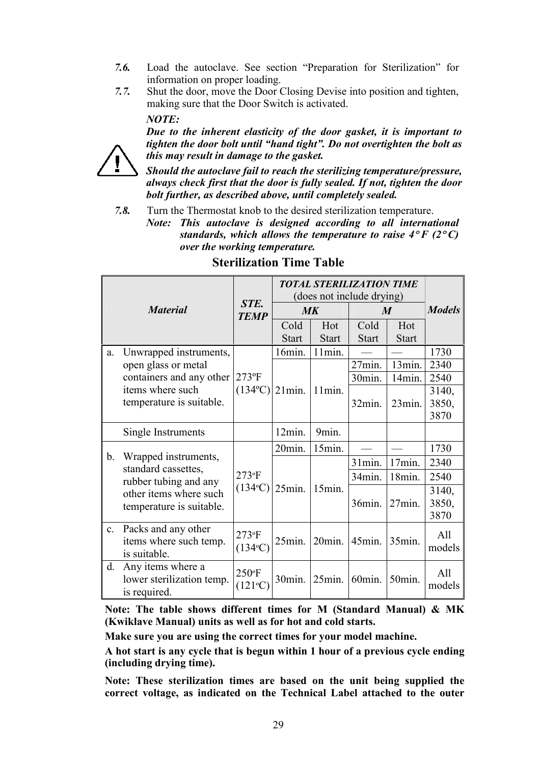*7.6.* Load the autoclave. See section “Preparation for Sterilization” for information on proper loading.

*7.7.* Shut the door, move the Door Closing Devise into position and tighten, making sure that the Door Switch is activated.

***NOTE:***
***Due to the inherent elasticity of the door gasket, it is important to tighten the door bolt until “hand tight”. Do not overtighten the bolt as this may result in damage to the gasket.***
***Should the autoclave fail to reach the sterilizing temperature/pressure, always check first that the door is fully sealed. If not, tighten the door bolt further, as described above, until completely sealed.***

*7.8.* Turn the Thermostat knob to the desired sterilization temperature.
*Note:* ***This autoclave is designed according to all international standards, which allows the temperature to raise 4° F (2° C) over the working temperature.***

## Sterilization Time Table

| *Material* | *STE. TEMP* | ***TOTAL STERILIZATION TIME*** (does not include drying) | | | | *Models* |
|---|---|---|---|---|---|---|
| | | *MK* | | *M* | | |
| | | Cold Start | Hot Start | Cold Start | Hot Start | |
| a. Unwrapped instruments, open glass or metal containers and any other items where such temperature is suitable. | 273ºF (134ºC) | 16min. | 11min. | — | — | 1730 |
| | | 21min. | 11min. | 27min. | 13min. | 2340 |
| | | 21min. | 11min. | 30min. | 14min. | 2540 |
| | | 21min. | 11min. | 32min. | 23min. | 3140, 3850, 3870 |
| Single Instruments | | 12min. | 9min. | | | |
| b. Wrapped instruments, standard cassettes, rubber tubing and any other items where such temperature is suitable. | 273ºF (134ºC) | 20min. | 15min. | — | — | 1730 |
| | | 25min. | 15min. | 31min. | 17min. | 2340 |
| | | 25min. | 15min. | 34min. | 18min. | 2540 |
| | | 25min. | 15min. | 36min. | 27min. | 3140, 3850, 3870 |
| c. Packs and any other items where such temp. is suitable. | 273ºF (134ºC) | 25min. | 20min. | 45min. | 35min. | All models |
| d. Any items where a lower sterilization temp. is required. | 250ºF (121ºC) | 30min. | 25min. | 60min. | 50min. | All models |

**Note: The table shows different times for M (Standard Manual) & MK (Kwiklave Manual) units as well as for hot and cold starts.**

**Make sure you are using the correct times for your model machine.**

**A hot start is any cycle that is begun within 1 hour of a previous cycle ending (including drying time).**

**Note: These sterilization times are based on the unit being supplied the correct voltage, as indicated on the Technical Label attached to the outer**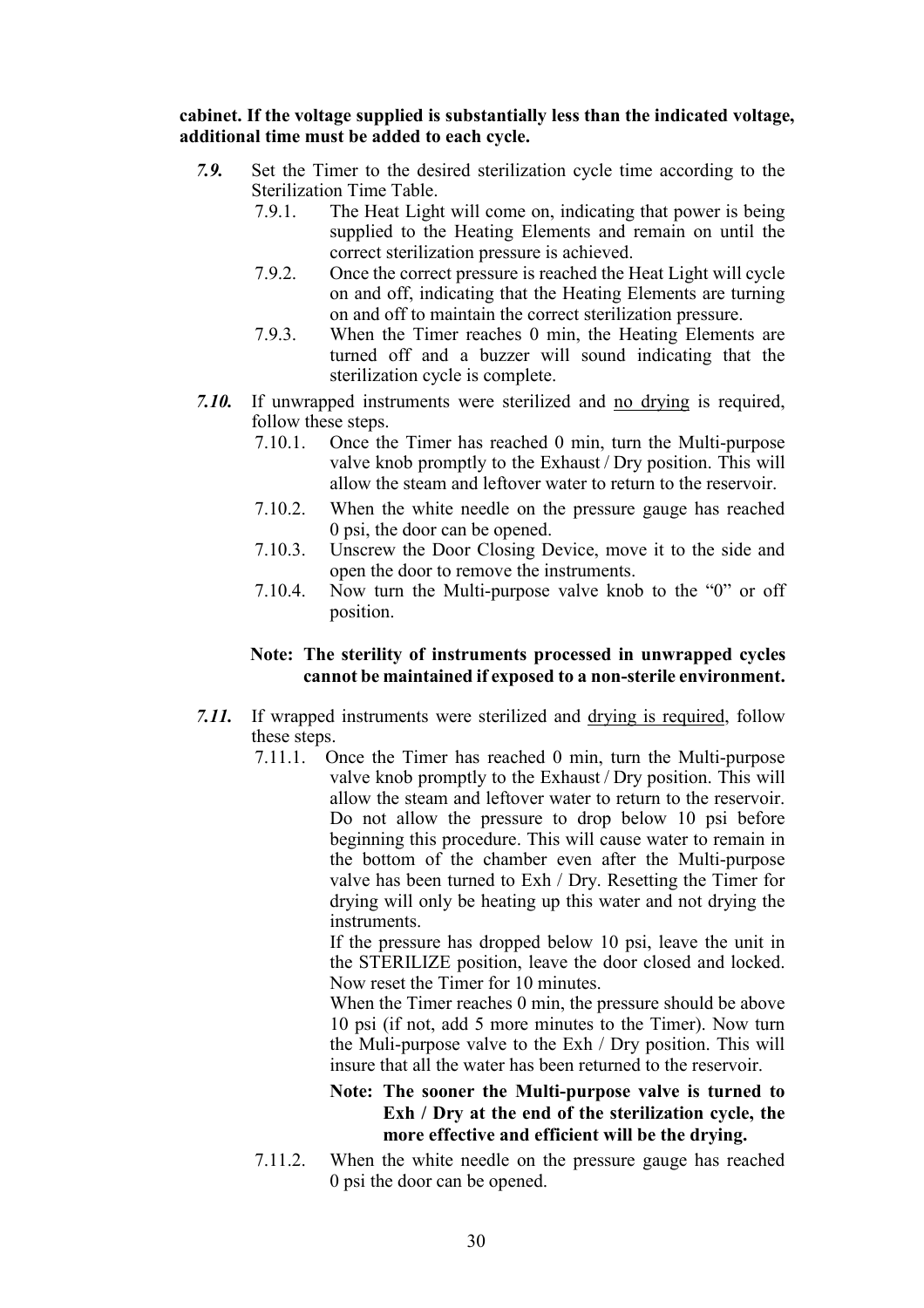**cabinet. If the voltage supplied is substantially less than the indicated voltage, additional time must be added to each cycle.**

***7.9.*** Set the Timer to the desired sterilization cycle time according to the Sterilization Time Table.

- 7.9.1. The Heat Light will come on, indicating that power is being supplied to the Heating Elements and remain on until the correct sterilization pressure is achieved.
- 7.9.2. Once the correct pressure is reached the Heat Light will cycle on and off, indicating that the Heating Elements are turning on and off to maintain the correct sterilization pressure.
- 7.9.3. When the Timer reaches 0 min, the Heating Elements are turned off and a buzzer will sound indicating that the sterilization cycle is complete.

***7.10.*** If unwrapped instruments were sterilized and <u>no drying</u> is required, follow these steps.

- 7.10.1. Once the Timer has reached 0 min, turn the Multi-purpose valve knob promptly to the Exhaust / Dry position. This will allow the steam and leftover water to return to the reservoir.
- 7.10.2. When the white needle on the pressure gauge has reached 0 psi, the door can be opened.
- 7.10.3. Unscrew the Door Closing Device, move it to the side and open the door to remove the instruments.
- 7.10.4. Now turn the Multi-purpose valve knob to the "0" or off position.

**Note: The sterility of instruments processed in unwrapped cycles cannot be maintained if exposed to a non-sterile environment.**

***7.11.*** If wrapped instruments were sterilized and <u>drying is required</u>, follow these steps.

- 7.11.1. Once the Timer has reached 0 min, turn the Multi-purpose valve knob promptly to the Exhaust / Dry position. This will allow the steam and leftover water to return to the reservoir. Do not allow the pressure to drop below 10 psi before beginning this procedure. This will cause water to remain in the bottom of the chamber even after the Multi-purpose valve has been turned to Exh / Dry. Resetting the Timer for drying will only be heating up this water and not drying the instruments.

  If the pressure has dropped below 10 psi, leave the unit in the STERILIZE position, leave the door closed and locked. Now reset the Timer for 10 minutes.

  When the Timer reaches 0 min, the pressure should be above 10 psi (if not, add 5 more minutes to the Timer). Now turn the Muli-purpose valve to the Exh / Dry position. This will insure that all the water has been returned to the reservoir.

  **Note: The sooner the Multi-purpose valve is turned to Exh / Dry at the end of the sterilization cycle, the more effective and efficient will be the drying.**

- 7.11.2. When the white needle on the pressure gauge has reached 0 psi the door can be opened.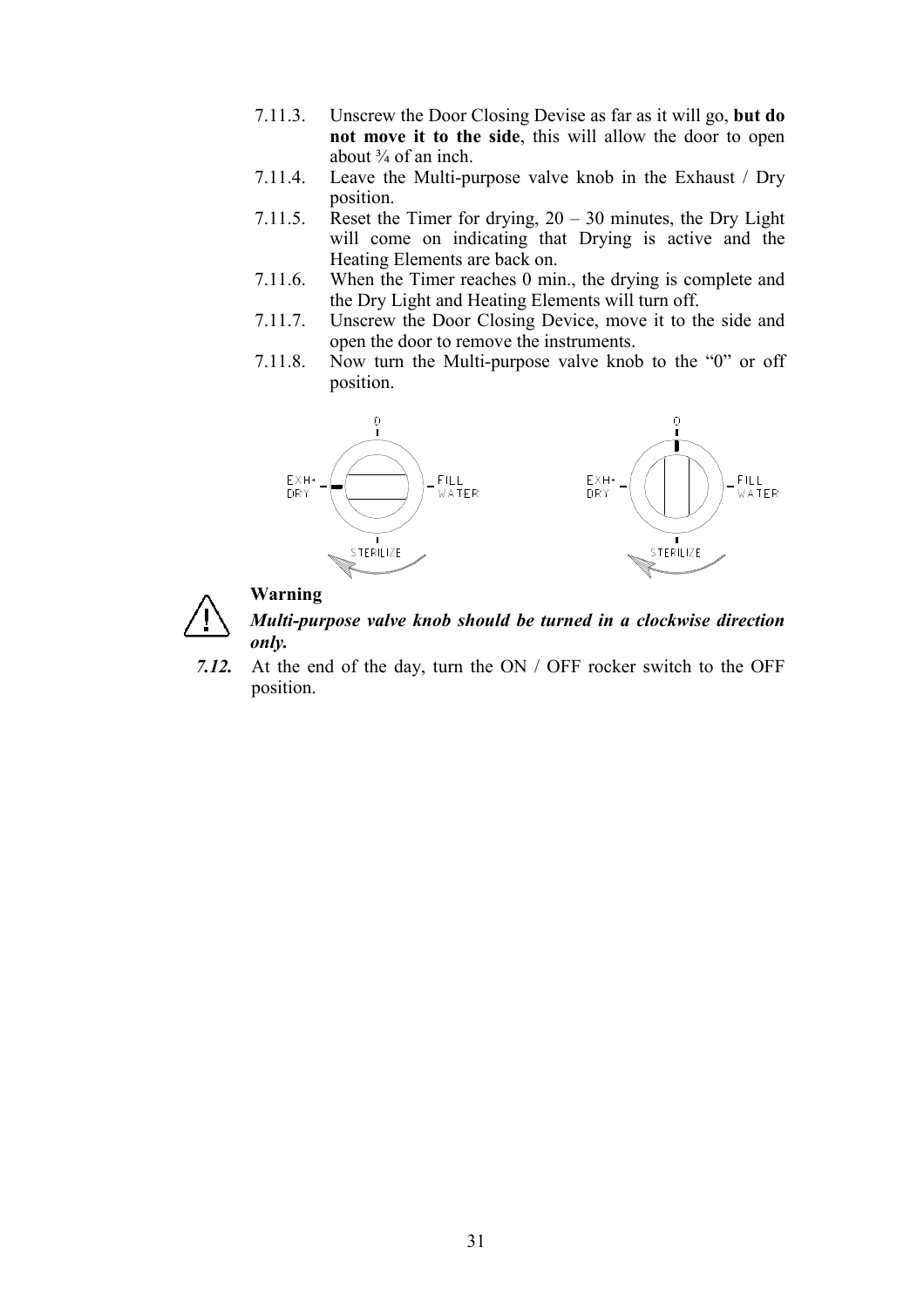7.11.3. Unscrew the Door Closing Devise as far as it will go, **but do not move it to the side**, this will allow the door to open about ¾ of an inch.

7.11.4. Leave the Multi-purpose valve knob in the Exhaust / Dry position.

7.11.5. Reset the Timer for drying, 20 – 30 minutes, the Dry Light will come on indicating that Drying is active and the Heating Elements are back on.

7.11.6. When the Timer reaches 0 min., the drying is complete and the Dry Light and Heating Elements will turn off.

7.11.7. Unscrew the Door Closing Device, move it to the side and open the door to remove the instruments.

7.11.8. Now turn the Multi-purpose valve knob to the "0" or off position.

**Warning**

***Multi-purpose valve knob should be turned in a clockwise direction only.***

***7.12.*** At the end of the day, turn the ON / OFF rocker switch to the OFF position.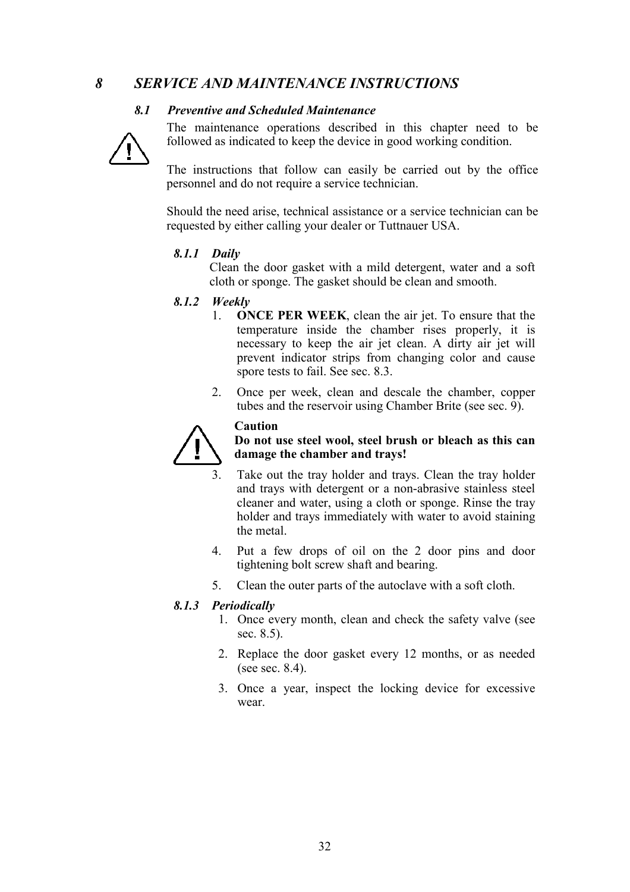# *8 SERVICE AND MAINTENANCE INSTRUCTIONS*

## *8.1 Preventive and Scheduled Maintenance*

The maintenance operations described in this chapter need to be followed as indicated to keep the device in good working condition.

The instructions that follow can easily be carried out by the office personnel and do not require a service technician.

Should the need arise, technical assistance or a service technician can be requested by either calling your dealer or Tuttnauer USA.

### *8.1.1 Daily*

Clean the door gasket with a mild detergent, water and a soft cloth or sponge. The gasket should be clean and smooth.

### *8.1.2 Weekly*

1. **ONCE PER WEEK**, clean the air jet. To ensure that the temperature inside the chamber rises properly, it is necessary to keep the air jet clean. A dirty air jet will prevent indicator strips from changing color and cause spore tests to fail. See sec. 8.3.
2. Once per week, clean and descale the chamber, copper tubes and the reservoir using Chamber Brite (see sec. 9).

**Caution**
**Do not use steel wool, steel brush or bleach as this can damage the chamber and trays!**

3. Take out the tray holder and trays. Clean the tray holder and trays with detergent or a non-abrasive stainless steel cleaner and water, using a cloth or sponge. Rinse the tray holder and trays immediately with water to avoid staining the metal.
4. Put a few drops of oil on the 2 door pins and door tightening bolt screw shaft and bearing.
5. Clean the outer parts of the autoclave with a soft cloth.

### *8.1.3 Periodically*

1. Once every month, clean and check the safety valve (see sec. 8.5).
2. Replace the door gasket every 12 months, or as needed (see sec. 8.4).
3. Once a year, inspect the locking device for excessive wear.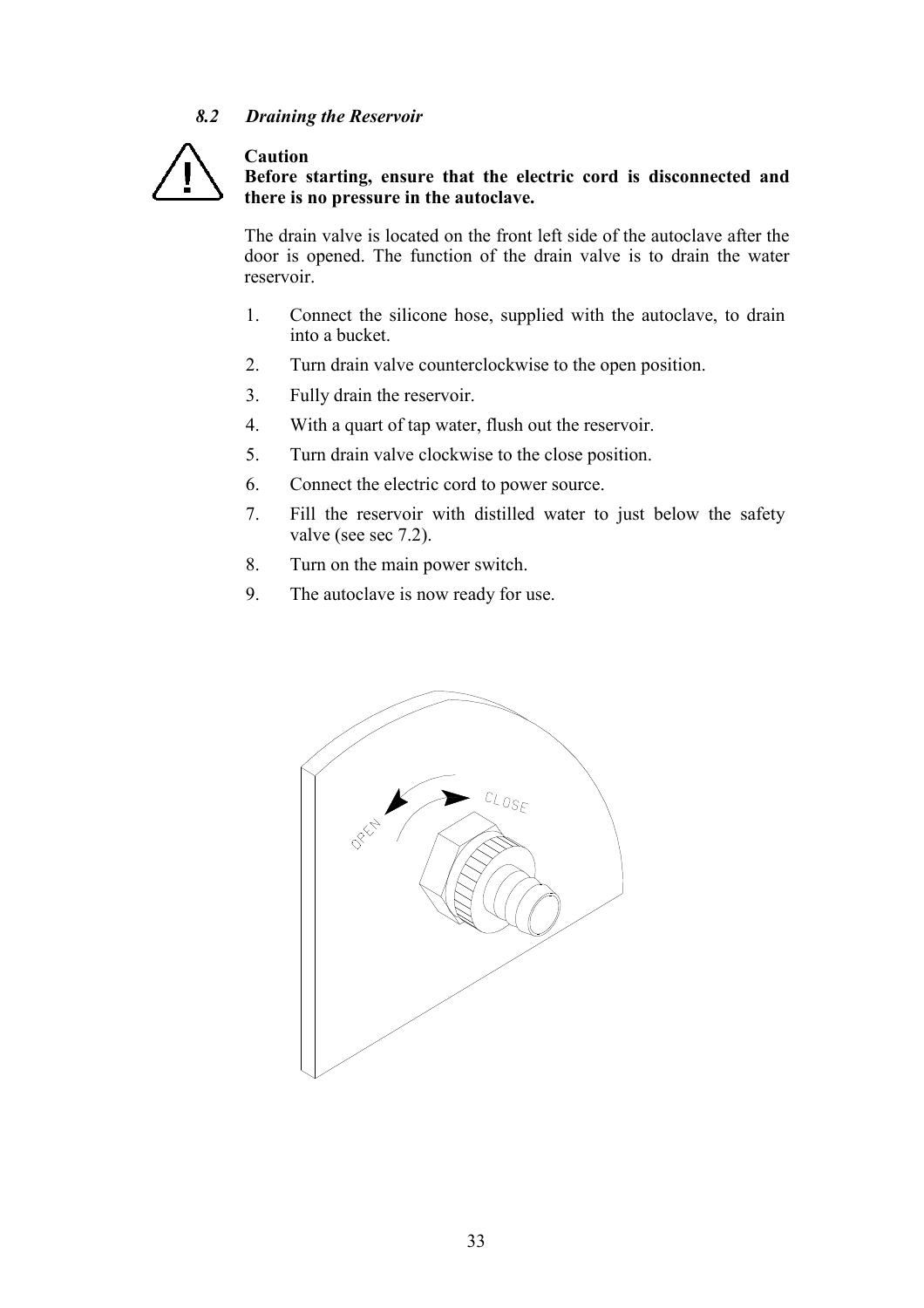### *8.2 Draining the Reservoir*

**Caution**
**Before starting, ensure that the electric cord is disconnected and there is no pressure in the autoclave.**

The drain valve is located on the front left side of the autoclave after the door is opened. The function of the drain valve is to drain the water reservoir.

1. Connect the silicone hose, supplied with the autoclave, to drain into a bucket.
2. Turn drain valve counterclockwise to the open position.
3. Fully drain the reservoir.
4. With a quart of tap water, flush out the reservoir.
5. Turn drain valve clockwise to the close position.
6. Connect the electric cord to power source.
7. Fill the reservoir with distilled water to just below the safety valve (see sec 7.2).
8. Turn on the main power switch.
9. The autoclave is now ready for use.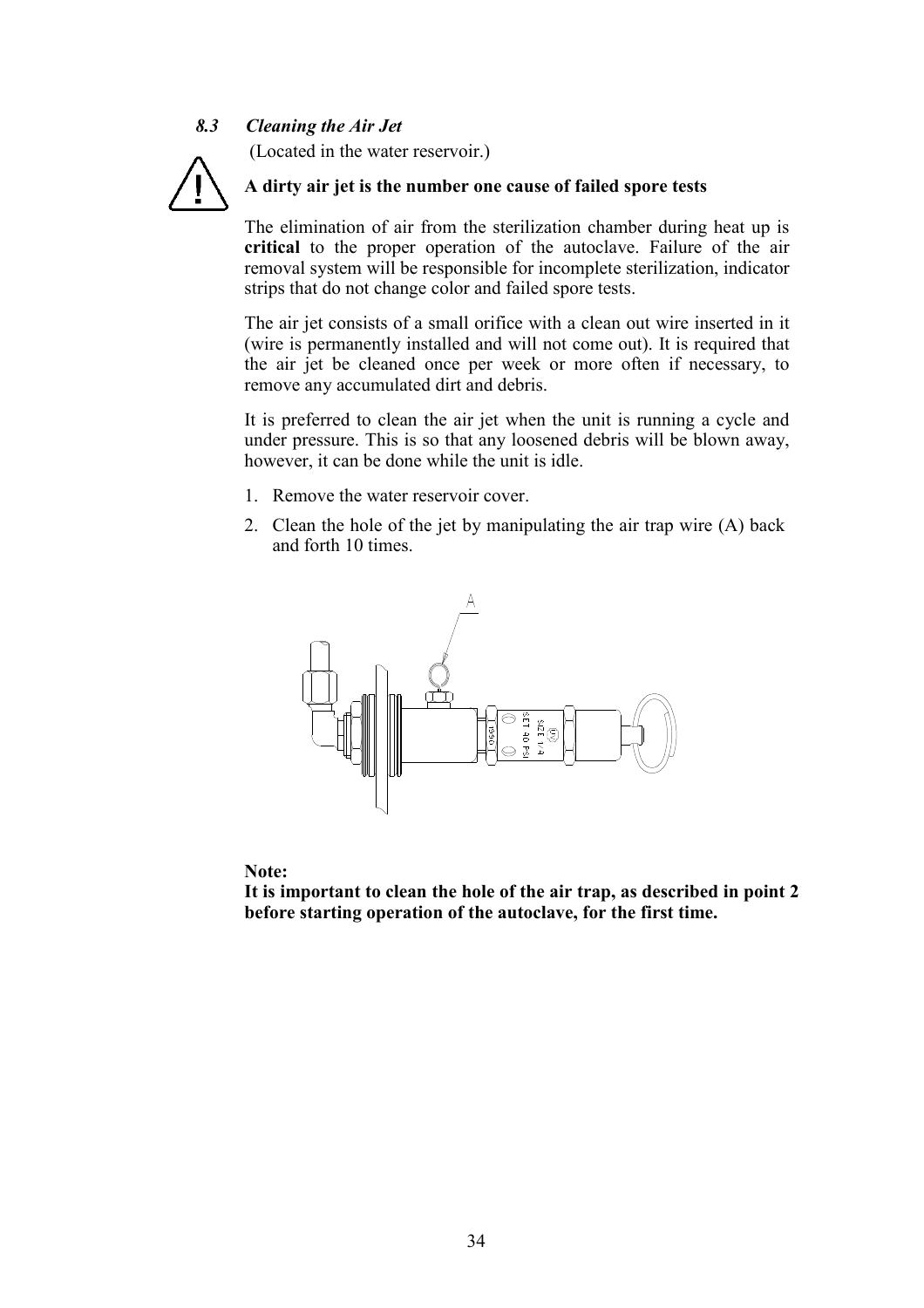### *8.3 Cleaning the Air Jet*

(Located in the water reservoir.)

**A dirty air jet is the number one cause of failed spore tests**

The elimination of air from the sterilization chamber during heat up is **critical** to the proper operation of the autoclave. Failure of the air removal system will be responsible for incomplete sterilization, indicator strips that do not change color and failed spore tests.

The air jet consists of a small orifice with a clean out wire inserted in it (wire is permanently installed and will not come out). It is required that the air jet be cleaned once per week or more often if necessary, to remove any accumulated dirt and debris.

It is preferred to clean the air jet when the unit is running a cycle and under pressure. This is so that any loosened debris will be blown away, however, it can be done while the unit is idle.

1. Remove the water reservoir cover.
2. Clean the hole of the jet by manipulating the air trap wire (A) back and forth 10 times.

**Note:**
**It is important to clean the hole of the air trap, as described in point 2 before starting operation of the autoclave, for the first time.**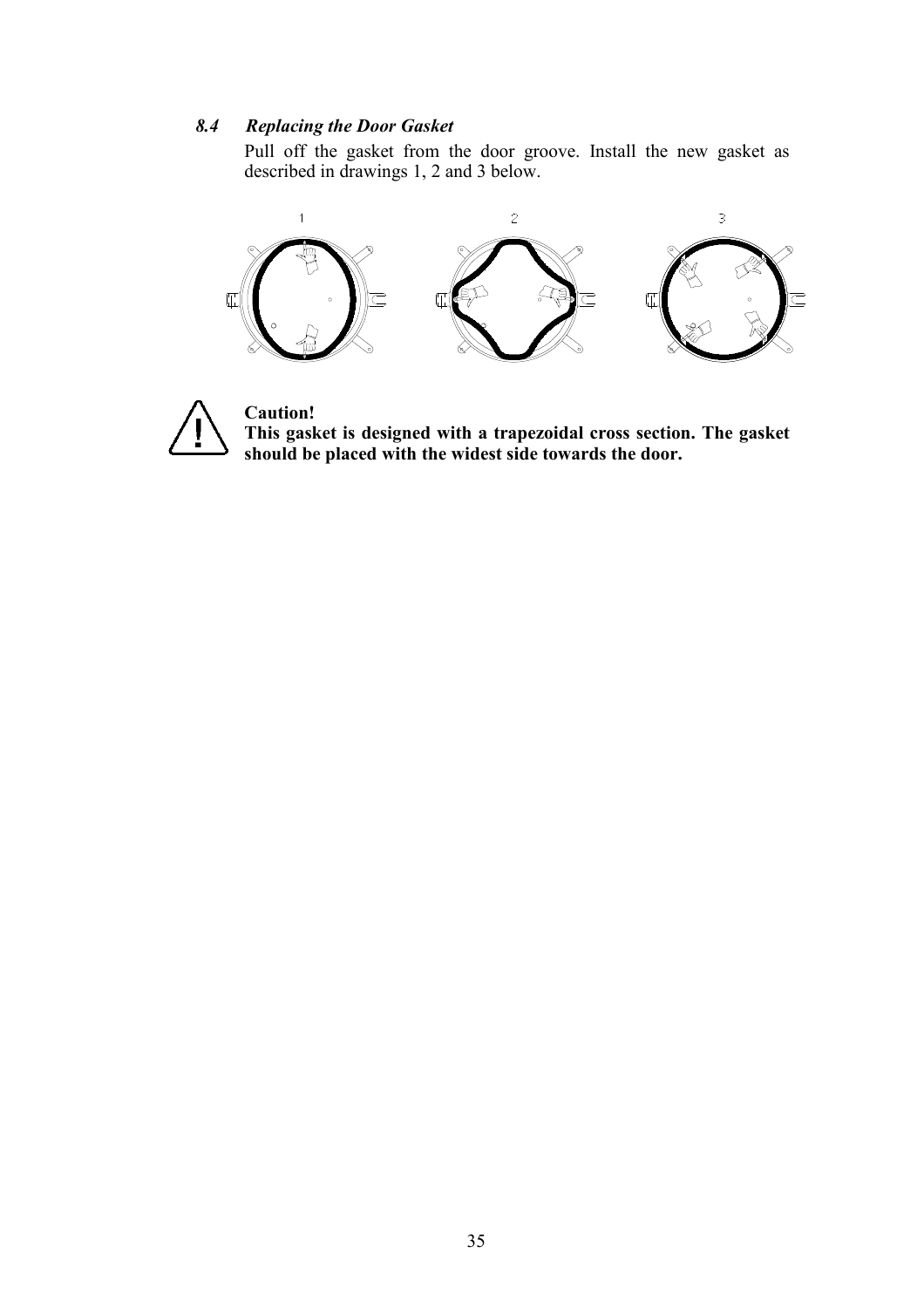### *8.4 Replacing the Door Gasket*

Pull off the gasket from the door groove. Install the new gasket as described in drawings 1, 2 and 3 below.

**Caution!**
**This gasket is designed with a trapezoidal cross section. The gasket should be placed with the widest side towards the door.**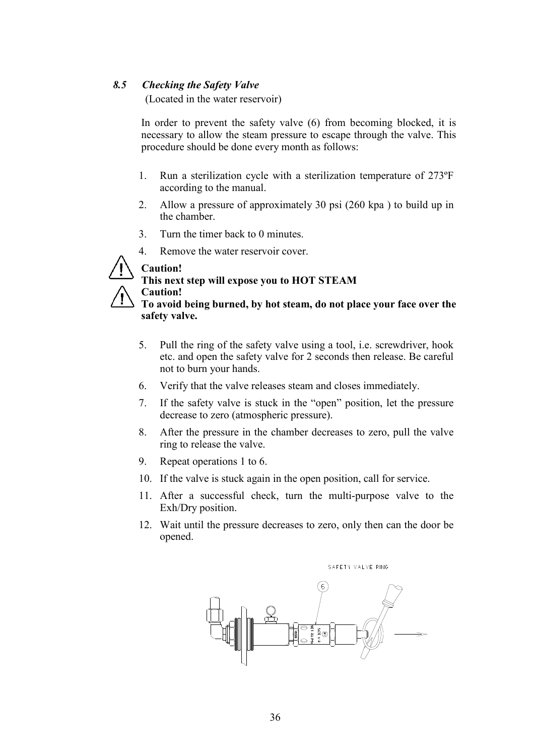### *8.5 Checking the Safety Valve*

(Located in the water reservoir)

In order to prevent the safety valve (6) from becoming blocked, it is necessary to allow the steam pressure to escape through the valve. This procedure should be done every month as follows:

1. Run a sterilization cycle with a sterilization temperature of 273ºF according to the manual.
2. Allow a pressure of approximately 30 psi (260 kpa ) to build up in the chamber.
3. Turn the timer back to 0 minutes.
4. Remove the water reservoir cover.

**Caution!**
**This next step will expose you to HOT STEAM**
**Caution!**
**To avoid being burned, by hot steam, do not place your face over the safety valve.**

5. Pull the ring of the safety valve using a tool, i.e. screwdriver, hook etc. and open the safety valve for 2 seconds then release. Be careful not to burn your hands.
6. Verify that the valve releases steam and closes immediately.
7. If the safety valve is stuck in the "open" position, let the pressure decrease to zero (atmospheric pressure).
8. After the pressure in the chamber decreases to zero, pull the valve ring to release the valve.
9. Repeat operations 1 to 6.
10. If the valve is stuck again in the open position, call for service.
11. After a successful check, turn the multi-purpose valve to the Exh/Dry position.
12. Wait until the pressure decreases to zero, only then can the door be opened.

SAFETY VALVE RING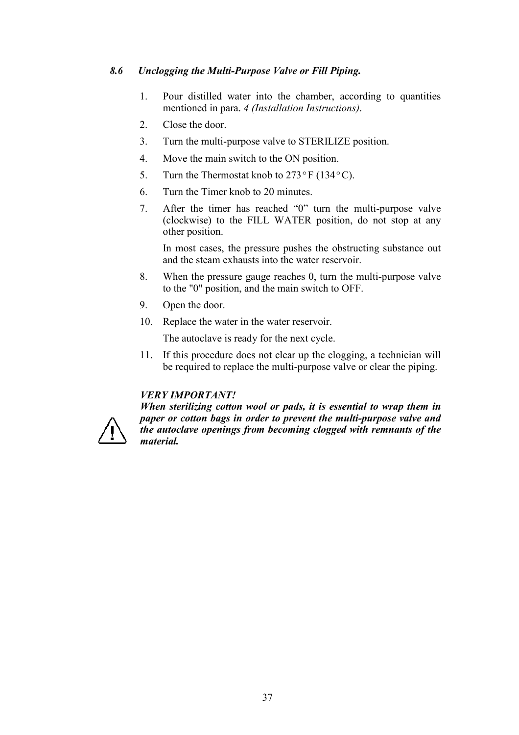### *8.6 Unclogging the Multi-Purpose Valve or Fill Piping.*

1. Pour distilled water into the chamber, according to quantities mentioned in para. *4 (Installation Instructions)*.
2. Close the door.
3. Turn the multi-purpose valve to STERILIZE position.
4. Move the main switch to the ON position.
5. Turn the Thermostat knob to 273°F (134°C).
6. Turn the Timer knob to 20 minutes.
7. After the timer has reached "0" turn the multi-purpose valve (clockwise) to the FILL WATER position, do not stop at any other position.

   In most cases, the pressure pushes the obstructing substance out and the steam exhausts into the water reservoir.
8. When the pressure gauge reaches 0, turn the multi-purpose valve to the "0" position, and the main switch to OFF.
9. Open the door.
10. Replace the water in the water reservoir.

    The autoclave is ready for the next cycle.
11. If this procedure does not clear up the clogging, a technician will be required to replace the multi-purpose valve or clear the piping.

***VERY IMPORTANT!***
***When sterilizing cotton wool or pads, it is essential to wrap them in paper or cotton bags in order to prevent the multi-purpose valve and the autoclave openings from becoming clogged with remnants of the material.***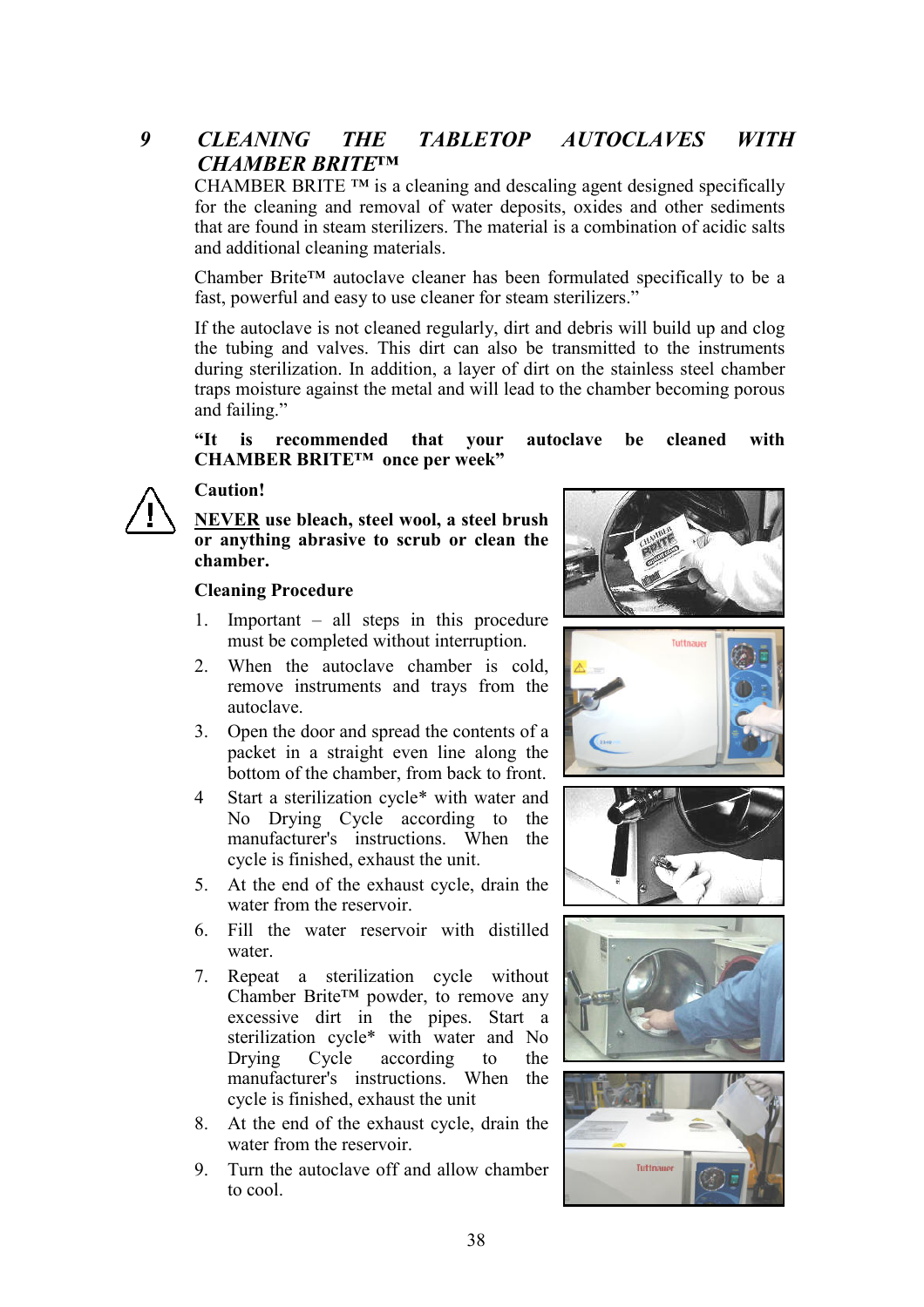# 9 CLEANING THE TABLETOP AUTOCLAVES WITH CHAMBER BRITE™

CHAMBER BRITE ™ is a cleaning and descaling agent designed specifically for the cleaning and removal of water deposits, oxides and other sediments that are found in steam sterilizers. The material is a combination of acidic salts and additional cleaning materials.

Chamber Brite™ autoclave cleaner has been formulated specifically to be a fast, powerful and easy to use cleaner for steam sterilizers."

If the autoclave is not cleaned regularly, dirt and debris will build up and clog the tubing and valves. This dirt can also be transmitted to the instruments during sterilization. In addition, a layer of dirt on the stainless steel chamber traps moisture against the metal and will lead to the chamber becoming porous and failing."

**"It is recommended that your autoclave be cleaned with CHAMBER BRITE™ once per week"**

**Caution!**

**__NEVER__ use bleach, steel wool, a steel brush or anything abrasive to scrub or clean the chamber.**

**Cleaning Procedure**

1. Important – all steps in this procedure must be completed without interruption.
2. When the autoclave chamber is cold, remove instruments and trays from the autoclave.
3. Open the door and spread the contents of a packet in a straight even line along the bottom of the chamber, from back to front.
4. Start a sterilization cycle* with water and No Drying Cycle according to the manufacturer's instructions. When the cycle is finished, exhaust the unit.
5. At the end of the exhaust cycle, drain the water from the reservoir.
6. Fill the water reservoir with distilled water.
7. Repeat a sterilization cycle without Chamber Brite™ powder, to remove any excessive dirt in the pipes. Start a sterilization cycle* with water and No Drying Cycle according to the manufacturer's instructions. When the cycle is finished, exhaust the unit
8. At the end of the exhaust cycle, drain the water from the reservoir.
9. Turn the autoclave off and allow chamber to cool.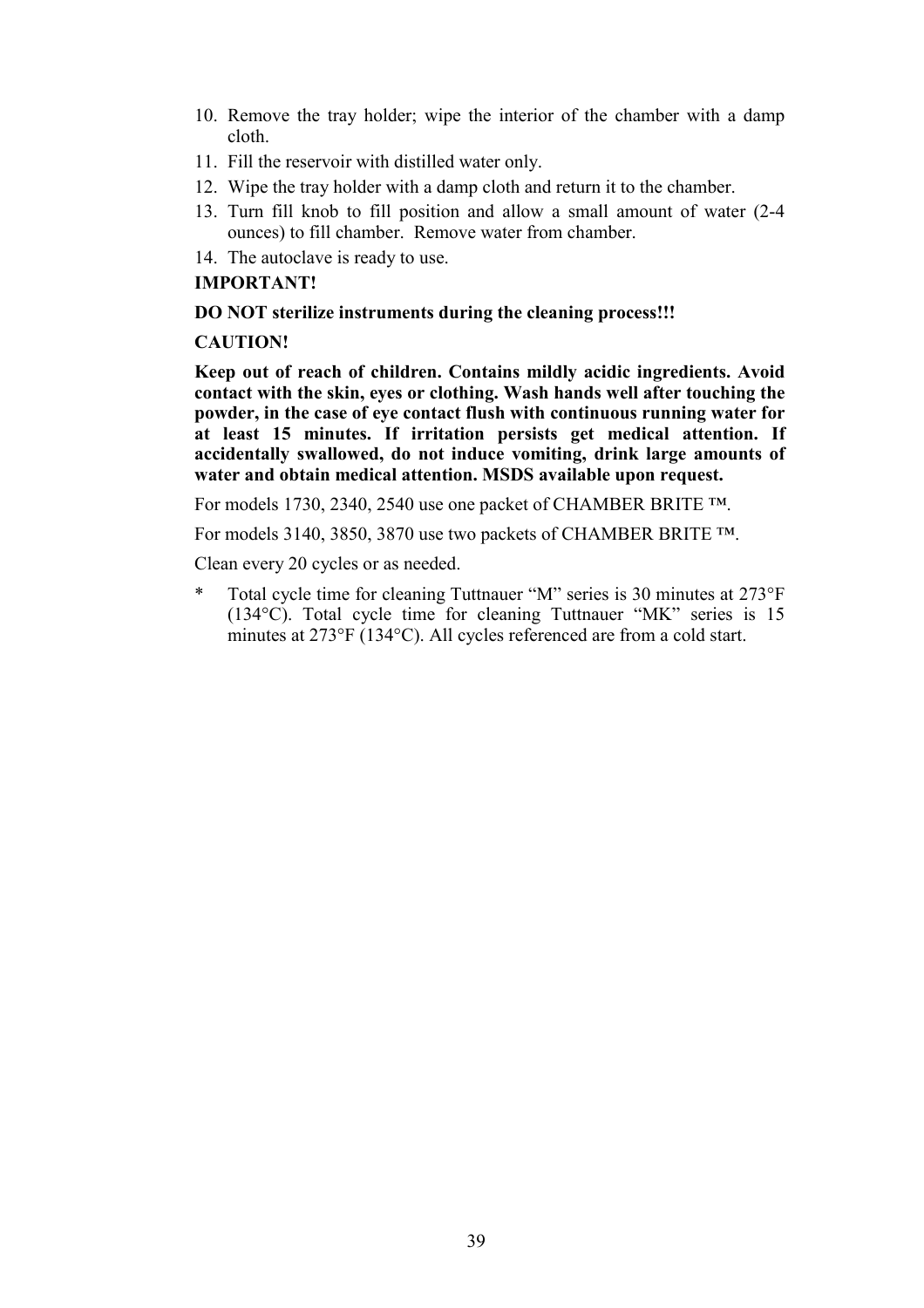10. Remove the tray holder; wipe the interior of the chamber with a damp cloth.
11. Fill the reservoir with distilled water only.
12. Wipe the tray holder with a damp cloth and return it to the chamber.
13. Turn fill knob to fill position and allow a small amount of water (2-4 ounces) to fill chamber. Remove water from chamber.
14. The autoclave is ready to use.

**IMPORTANT!**

**DO NOT sterilize instruments during the cleaning process!!!**

**CAUTION!**

**Keep out of reach of children. Contains mildly acidic ingredients. Avoid contact with the skin, eyes or clothing. Wash hands well after touching the powder, in the case of eye contact flush with continuous running water for at least 15 minutes. If irritation persists get medical attention. If accidentally swallowed, do not induce vomiting, drink large amounts of water and obtain medical attention. MSDS available upon request.**

For models 1730, 2340, 2540 use one packet of CHAMBER BRITE ™.

For models 3140, 3850, 3870 use two packets of CHAMBER BRITE ™.

Clean every 20 cycles or as needed.

\* Total cycle time for cleaning Tuttnauer "M" series is 30 minutes at 273°F (134°C). Total cycle time for cleaning Tuttnauer "MK" series is 15 minutes at 273°F (134°C). All cycles referenced are from a cold start.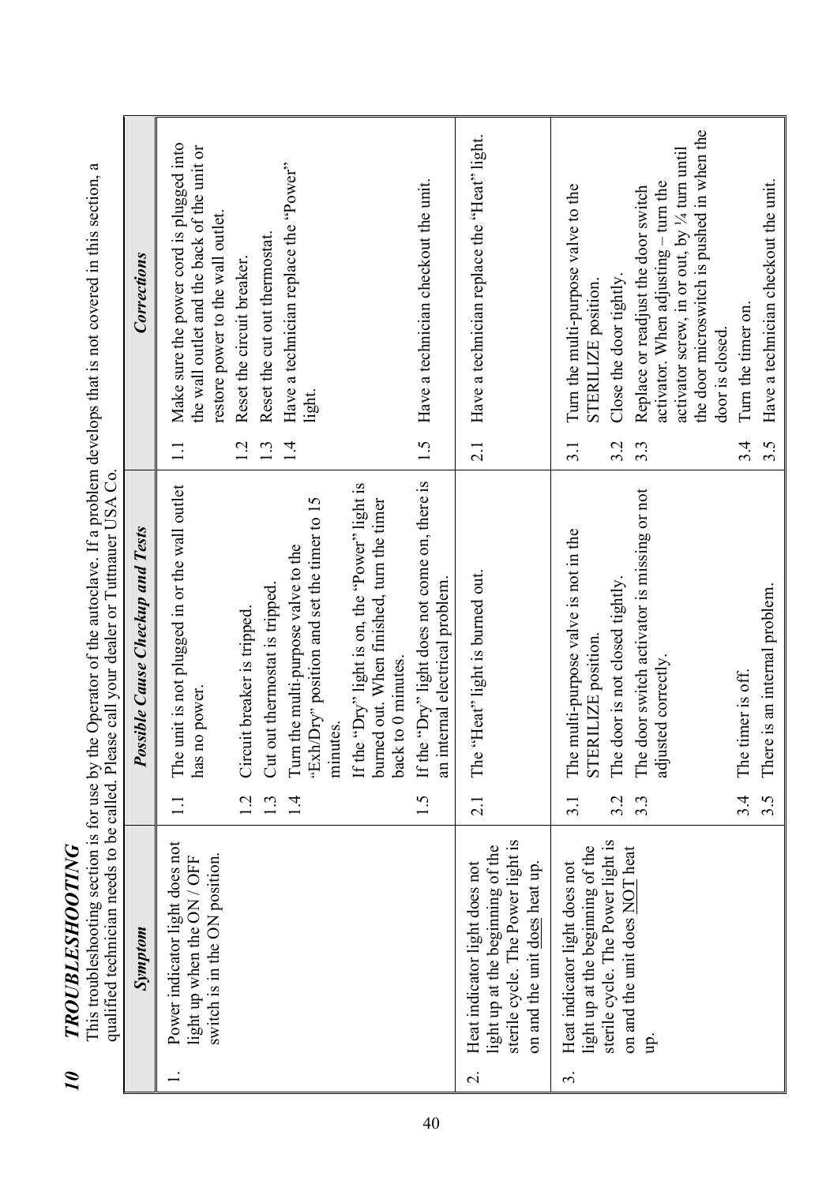# 10 *TROUBLESHOOTING*

This troubleshooting section is for use by the Operator of the autoclave. If a problem develops that is not covered in this section, a qualified technician needs to be called. Please call your dealer or Tuttnauer USA Co.

| *Symptom* | *Possible Cause Checkup and Tests* | *Corrections* |
|---|---|---|
| 1. Power indicator light does not light up when the ON / OFF switch is in the ON position. | 1.1 The unit is not plugged in or the wall outlet has no power. | 1.1 Make sure the power cord is plugged into the wall outlet and the back of the unit or restore power to the wall outlet. |
| | 1.2 Circuit breaker is tripped. | 1.2 Reset the circuit breaker. |
| | 1.3 Cut out thermostat is tripped. | 1.3 Reset the cut out thermostat. |
| | 1.4 Turn the multi-purpose valve to the "Exh/Dry" position and set the timer to 15 minutes. If the "Dry" light is on, the "Power" light is burned out. When finished, turn the timer back to 0 minutes. | 1.4 Have a technician replace the "Power" light. |
| | 1.5 If the "Dry" light does not come on, there is an internal electrical problem. | 1.5 Have a technician checkout the unit. |
| 2. Heat indicator light does not light up at the beginning of the sterile cycle. The Power light is on and the unit does heat up. | 2.1 The "Heat" light is burned out. | 2.1 Have a technician replace the "Heat" light. |
| 3. Heat indicator light does not light up at the beginning of the sterile cycle. The Power light is on and the unit does NOT heat up. | 3.1 The multi-purpose valve is not in the STERILIZE position. | 3.1 Turn the multi-purpose valve to the STERILIZE position. |
| | 3.2 The door is not closed tightly. | 3.2 Close the door tightly. |
| | 3.3 The door switch activator is missing or not adjusted correctly. | 3.3 Replace or readjust the door switch activator. When adjusting – turn the activator screw, in or out, by ¼ turn until the door microswitch is pushed in when the door is closed. |
| | 3.4 The timer is off. | 3.4 Turn the timer on. |
| | 3.5 There is an internal problem. | 3.5 Have a technician checkout the unit. |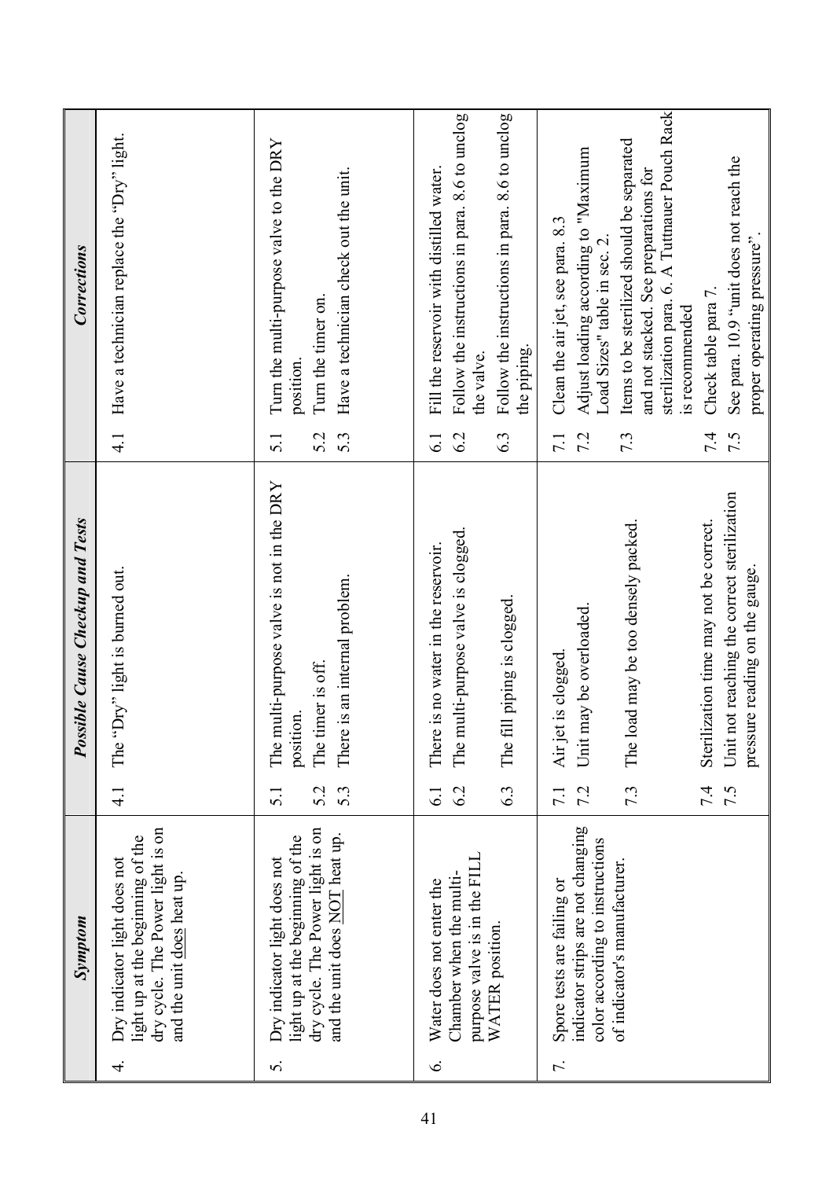| Symptom | Possible Cause Checkup and Tests | Corrections |
|---|---|---|
| 4. Dry indicator light does not light up at the beginning of the dry cycle. The Power light is on and the unit does heat up. | 4.1 The "Dry" light is burned out. | 4.1 Have a technician replace the "Dry" light. |
| 5. Dry indicator light does not light up at the beginning of the dry cycle. The Power light is on and the unit does NOT heat up. | 5.1 The multi-purpose valve is not in the DRY position.<br>5.2 The timer is off.<br>5.3 There is an internal problem. | 5.1 Turn the multi-purpose valve to the DRY position.<br>5.2 Turn the timer on.<br>5.3 Have a technician check out the unit. |
| 6. Water does not enter the Chamber when the multi-purpose valve is in the FILL WATER position. | 6.1 There is no water in the reservoir.<br>6.2 The multi-purpose valve is clogged.<br>6.3 The fill piping is clogged. | 6.1 Fill the reservoir with distilled water.<br>6.2 Follow the instructions in para. 8.6 to unclog the valve.<br>6.3 Follow the instructions in para. 8.6 to unclog the piping. |
| 7. Spore tests are failing or indicator strips are not changing color according to instructions of indicator's manufacturer. | 7.1 Air jet is clogged.<br>7.2 Unit may be overloaded.<br>7.3 The load may be too densely packed.<br>7.4 Sterilization time may not be correct.<br>7.5 Unit not reaching the correct sterilization pressure reading on the gauge. | 7.1 Clean the air jet, see para. 8.3<br>7.2 Adjust loading according to "Maximum Load Sizes" table in sec. 2.<br>7.3 Items to be sterilized should be separated and not stacked. See preparations for sterilization para. 6. A Tuttnauer Pouch Rack is recommended<br>7.4 Check table para 7.<br>7.5 See para. 10.9 "unit does not reach the proper operating pressure". |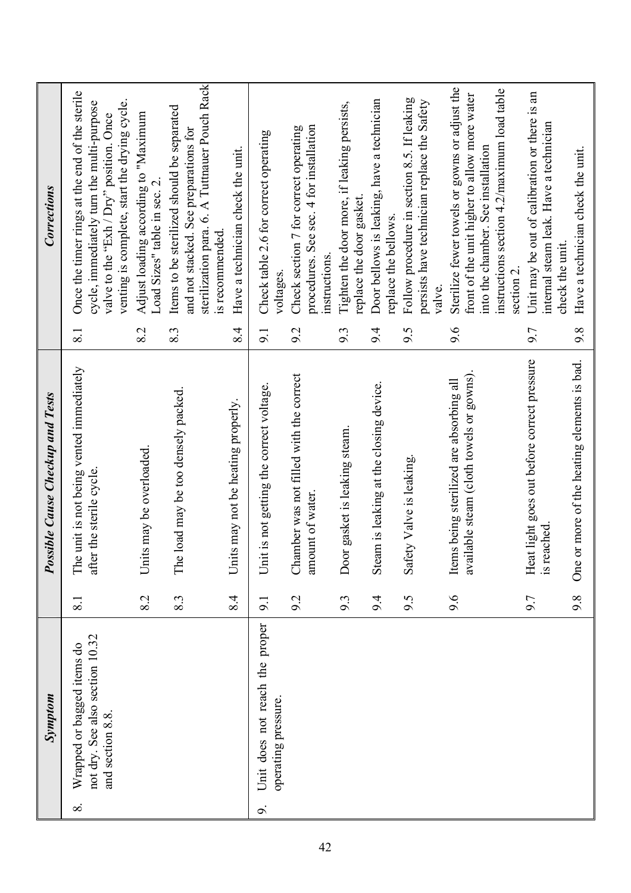| Symptom | | Possible Cause Checkup and Tests | | Corrections |
|---|---|---|---|---|
| 8. Wrapped or bagged items do not dry. See also section 10.32 and section 8.8. | 8.1 | The unit is not being vented immediately after the sterile cycle. | 8.1 | Once the timer rings at the end of the sterile cycle, immediately turn the multi-purpose valve to the "Exh / Dry" position. Once venting is complete, start the drying cycle. |
| | 8.2 | Units may be overloaded. | 8.2 | Adjust loading according to "Maximum Load Sizes" table in sec. 2. |
| | 8.3 | The load may be too densely packed. | 8.3 | Items to be sterilized should be separated and not stacked. See preparations for sterilization para. 6. A Tuttnauer Pouch Rack is recommended. |
| | 8.4 | Units may not be heating properly. | 8.4 | Have a technician check the unit. |
| 9. Unit does not reach the proper operating pressure. | 9.1 | Unit is not getting the correct voltage. | 9.1 | Check table 2.6 for correct operating voltages. |
| | 9.2 | Chamber was not filled with the correct amount of water. | 9.2 | Check section 7 for correct operating procedures. See sec. 4 for installation instructions. |
| | 9.3 | Door gasket is leaking steam. | 9.3 | Tighten the door more, if leaking persists, replace the door gasket. |
| | 9.4 | Steam is leaking at the closing device. | 9.4 | Door bellows is leaking, have a technician replace the bellows. |
| | 9.5 | Safety Valve is leaking. | 9.5 | Follow procedure in section 8.5. If leaking persists have technician replace the Safety valve. |
| | 9.6 | Items being sterilized are absorbing all available steam (cloth towels or gowns). | 9.6 | Sterilize fewer towels or gowns or adjust the front of the unit higher to allow more water into the chamber. See installation instructions section 4.2/maximum load table section 2. |
| | 9.7 | Heat light goes out before correct pressure is reached. | 9.7 | Unit may be out of calibration or there is an internal steam leak. Have a technician check the unit. |
| | 9.8 | One or more of the heating elements is bad. | 9.8 | Have a technician check the unit. |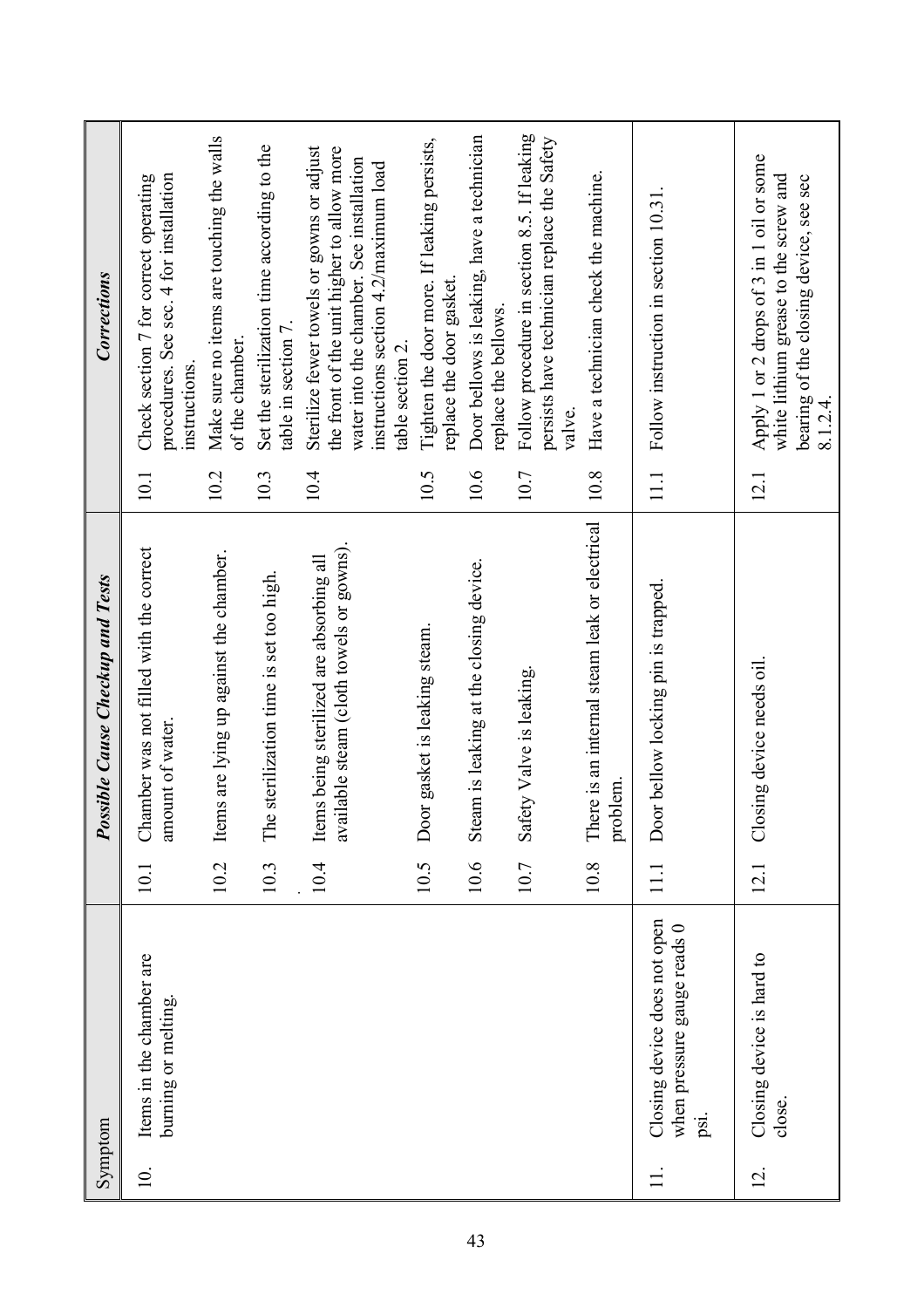| Symptom | Possible Cause Checkup and Tests | Corrections |
|---|---|---|
| 10. Items in the chamber are burning or melting. | 10.1 Chamber was not filled with the correct amount of water. | 10.1 Check section 7 for correct operating procedures. See sec. 4 for installation instructions. |
| | 10.2 Items are lying up against the chamber. | 10.2 Make sure no items are touching the walls of the chamber. |
| | 10.3 The sterilization time is set too high. | 10.3 Set the sterilization time according to the table in section 7. |
| | 10.4 Items being sterilized are absorbing all available steam (cloth towels or gowns). | 10.4 Sterilize fewer towels or gowns or adjust the front of the unit higher to allow more water into the chamber. See installation instructions section 4.2/maximum load table section 2. |
| | 10.5 Door gasket is leaking steam. | 10.5 Tighten the door more. If leaking persists, replace the door gasket. |
| | 10.6 Steam is leaking at the closing device. | 10.6 Door bellows is leaking, have a technician replace the bellows. |
| | 10.7 Safety Valve is leaking. | 10.7 Follow procedure in section 8.5. If leaking persists have technician replace the Safety valve. |
| | 10.8 There is an internal steam leak or electrical problem. | 10.8 Have a technician check the machine. |
| 11. Closing device does not open when pressure gauge reads 0 psi. | 11.1 Door bellow locking pin is trapped. | 11.1 Follow instruction in section 10.31. |
| 12. Closing device is hard to close. | 12.1 Closing device needs oil. | 12.1 Apply 1 or 2 drops of 3 in 1 oil or some white lithium grease to the screw and bearing of the closing device, see sec 8.1.2.4. |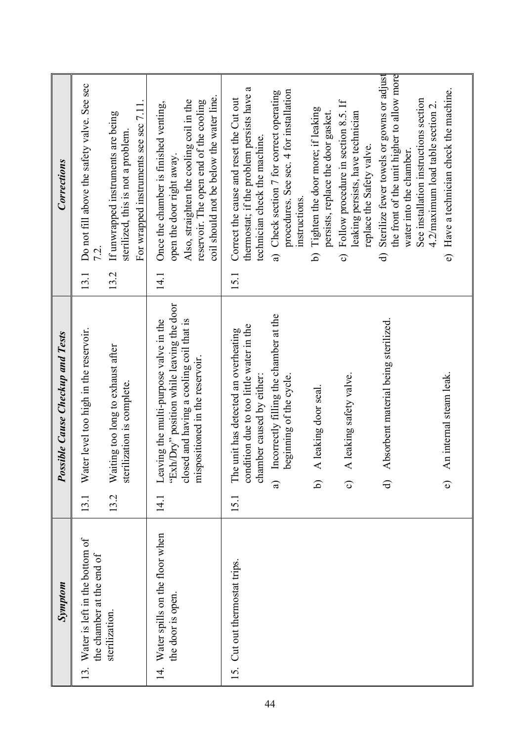| *Symptom* | *Possible Cause Checkup and Tests* | *Corrections* |
|---|---|---|
| 13. Water is left in the bottom of the chamber at the end of sterilization. | 13.1 Water level too high in the reservoir. | 13.1 Do not fill above the safety valve. See sec 7.2. |
| | 13.2 Waiting too long to exhaust after sterilization is complete. | 13.2 If unwrapped instruments are being sterilized, this is not a problem. For wrapped instruments see sec 7.11. |
| 14. Water spills on the floor when the door is open. | 14.1 Leaving the multi-purpose valve in the "Exh/Dry" position while leaving the door closed and having a cooling coil that is mispositioned in the reservoir. | 14.1 Once the chamber is finished venting, open the door right away. Also, straighten the cooling coil in the reservoir. The open end of the cooling coil should not be below the water line. |
| 15. Cut out thermostat trips. | 15.1 The unit has detected an overheating condition due to too little water in the chamber caused by either: | 15.1 Correct the cause and reset the Cut out thermostat; if the problem persists have a technician check the machine. |
| | a) Incorrectly filling the chamber at the beginning of the cycle. | a) Check section 7 for correct operating procedures. See sec. 4 for installation instructions. |
| | b) A leaking door seal. | b) Tighten the door more; if leaking persists, replace the door gasket. |
| | c) A leaking safety valve. | c) Follow procedure in section 8.5. If leaking persists, have technician replace the Safety valve. |
| | d) Absorbent material being sterilized. | d) Sterilize fewer towels or gowns or adjust the front of the unit higher to allow more water into the chamber. See installation instructions section 4.2/maximum load table section 2. |
| | e) An internal steam leak. | e) Have a technician check the machine. |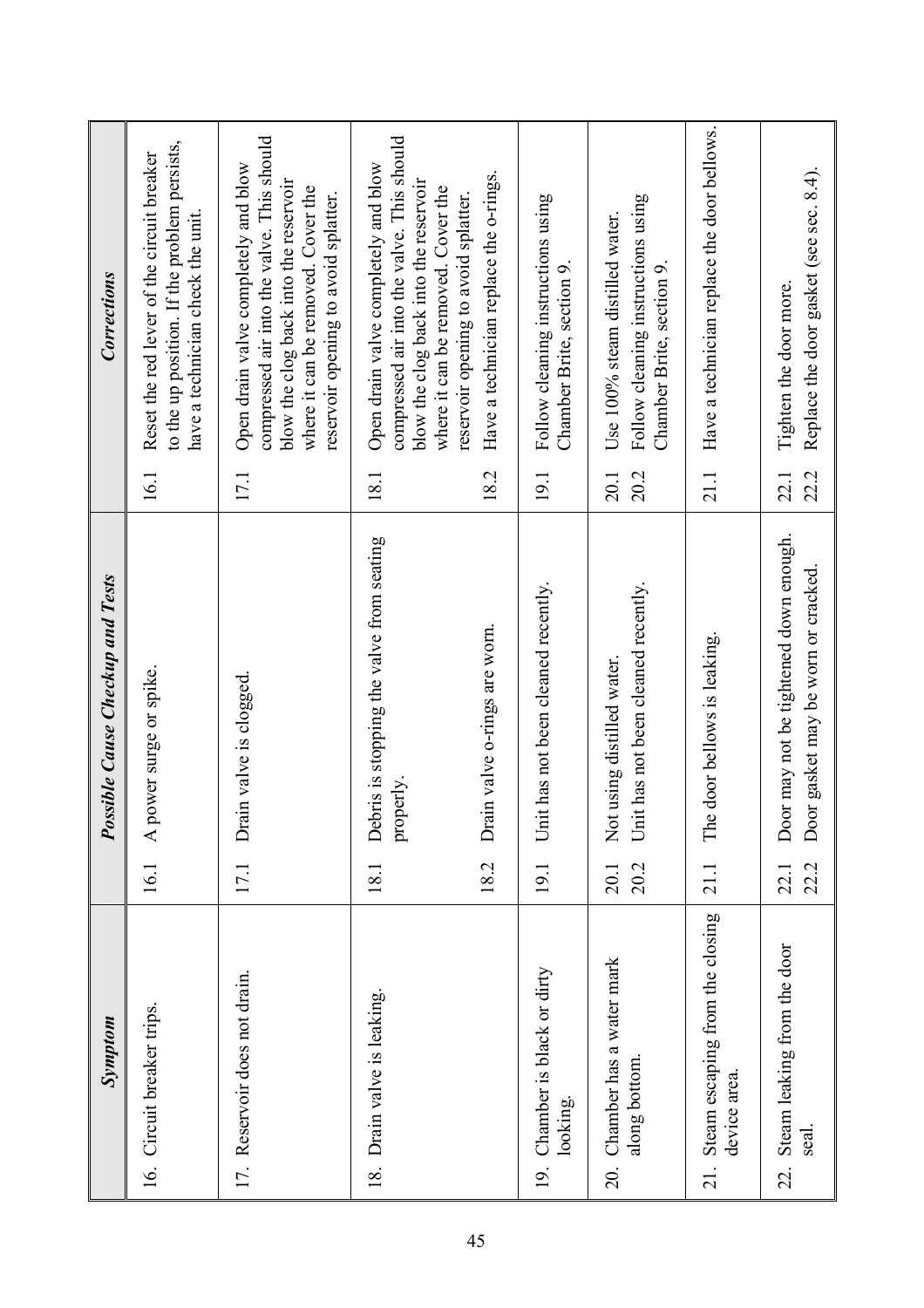| *Symptom* | *Possible Cause Checkup and Tests* | *Corrections* |
|---|---|---|
| 16. Circuit breaker trips. | 16.1 A power surge or spike. | 16.1 Reset the red lever of the circuit breaker to the up position. If the problem persists, have a technician check the unit. |
| 17. Reservoir does not drain. | 17.1 Drain valve is clogged. | 17.1 Open drain valve completely and blow compressed air into the valve. This should blow the clog back into the reservoir where it can be removed. Cover the reservoir opening to avoid splatter. |
| 18. Drain valve is leaking. | 18.1 Debris is stopping the valve from seating properly.<br>18.2 Drain valve o-rings are worn. | 18.1 Open drain valve completely and blow compressed air into the valve. This should blow the clog back into the reservoir where it can be removed. Cover the reservoir opening to avoid splatter.<br>18.2 Have a technician replace the o-rings. |
| 19. Chamber is black or dirty looking. | 19.1 Unit has not been cleaned recently. | 19.1 Follow cleaning instructions using Chamber Brite, section 9. |
| 20. Chamber has a water mark along bottom. | 20.1 Not using distilled water.<br>20.2 Unit has not been cleaned recently. | 20.1 Use 100% steam distilled water.<br>20.2 Follow cleaning instructions using Chamber Brite, section 9. |
| 21. Steam escaping from the closing device area. | 21.1 The door bellows is leaking. | 21.1 Have a technician replace the door bellows. |
| 22. Steam leaking from the door seal. | 22.1 Door may not be tightened down enough.<br>22.2 Door gasket may be worn or cracked. | 22.1 Tighten the door more.<br>22.2 Replace the door gasket (see sec. 8.4). |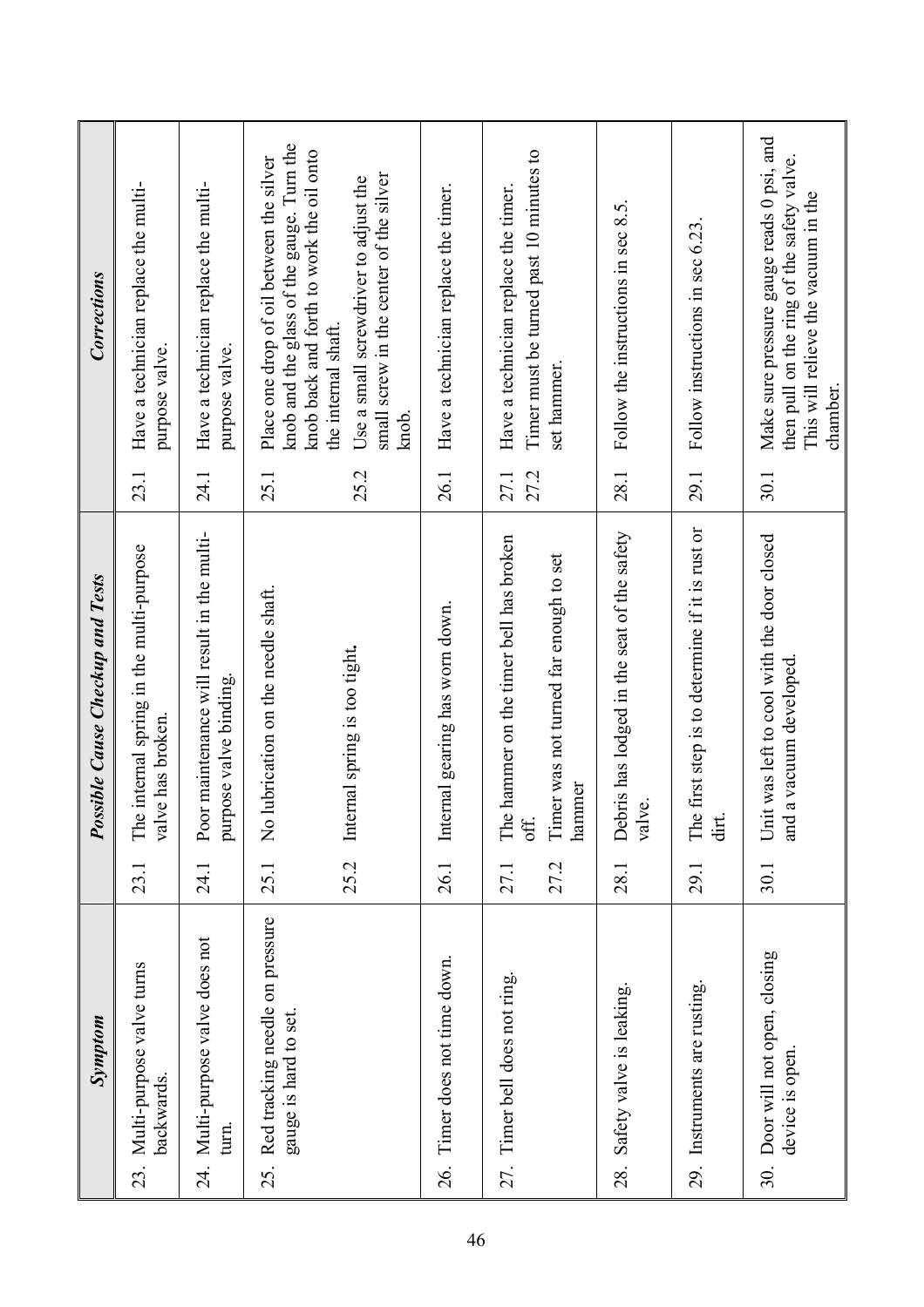| *Symptom* | *Possible Cause Checkup and Tests* | | *Corrections* | |
|---|---|---|---|---|
| 23. Multi-purpose valve turns backwards. | 23.1 | The internal spring in the multi-purpose valve has broken. | 23.1 | Have a technician replace the multi-purpose valve. |
| 24. Multi-purpose valve does not turn. | 24.1 | Poor maintenance will result in the multi-purpose valve binding. | 24.1 | Have a technician replace the multi-purpose valve. |
| 25. Red tracking needle on pressure gauge is hard to set. | 25.1 | No lubrication on the needle shaft. | 25.1 | Place one drop of oil between the silver knob and the glass of the gauge. Turn the knob back and forth to work the oil onto the internal shaft. |
| | 25.2 | Internal spring is too tight. | 25.2 | Use a small screwdriver to adjust the small screw in the center of the silver knob. |
| 26. Timer does not time down. | 26.1 | Internal gearing has worn down. | 26.1 | Have a technician replace the timer. |
| 27. Timer bell does not ring. | 27.1 | The hammer on the timer bell has broken off. | 27.1 | Have a technician replace the timer. |
| | 27.2 | Timer was not turned far enough to set hammer | 27.2 | Timer must be turned past 10 minutes to set hammer. |
| 28. Safety valve is leaking. | 28.1 | Debris has lodged in the seat of the safety valve. | 28.1 | Follow the instructions in sec 8.5. |
| 29. Instruments are rusting. | 29.1 | The first step is to determine if it is rust or dirt. | 29.1 | Follow instructions in sec 6.23. |
| 30. Door will not open, closing device is open. | 30.1 | Unit was left to cool with the door closed and a vacuum developed. | 30.1 | Make sure pressure gauge reads 0 psi, and then pull on the ring of the safety valve. This will relieve the vacuum in the chamber. |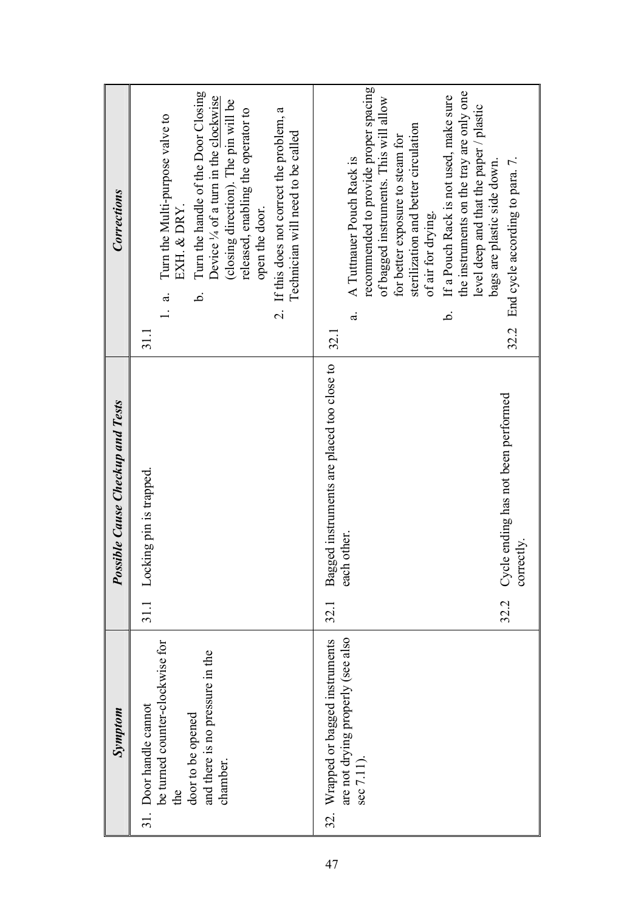| *Symptom* | *Possible Cause Checkup and Tests* | *Corrections* |
|---|---|---|
| 31. Door handle cannot be turned counter-clockwise for the door to be opened and there is no pressure in the chamber. | 31.1 Locking pin is trapped. | 31.1<br>1. a. Turn the Multi-purpose valve to EXH. & DRY.<br>b. Turn the handle of the Door Closing Device ¼ of a turn in the clockwise (closing direction). The pin will be released, enabling the operator to open the door.<br>2. If this does not correct the problem, a Technician will need to be called |
| 32. Wrapped or bagged instruments are not drying properly (see also sec 7.11). | 32.1 Bagged instruments are placed too close to each other.<br><br>32.2 Cycle ending has not been performed correctly. | 32.1<br>a. A Tuttnauer Pouch Rack is recommended to provide proper spacing of bagged instruments. This will allow for better exposure to steam for sterilization and better circulation of air for drying.<br>b. If a Pouch Rack is not used, make sure the instruments on the tray are only one level deep and that the paper / plastic bags are plastic side down.<br><br>32.2 End cycle according to para. 7. |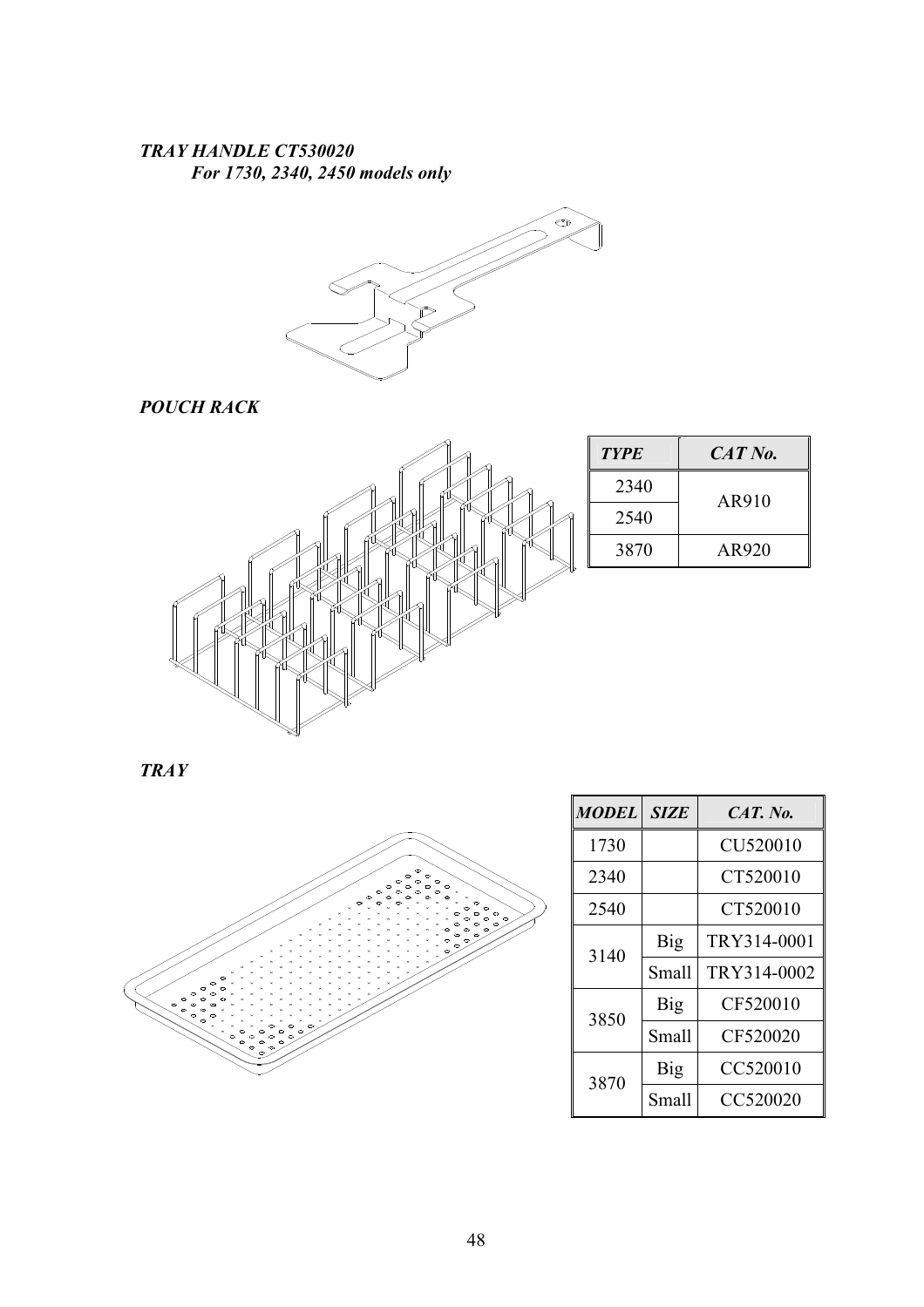***TRAY HANDLE CT530020***
***For 1730, 2340, 2450 models only***

***POUCH RACK***

| *TYPE* | *CAT No.* |
|---|---|
| 2340 | AR910 |
| 2540 | |
| 3870 | AR920 |

***TRAY***

| *MODEL* | *SIZE* | *CAT. No.* |
|---|---|---|
| 1730 | | CU520010 |
| 2340 | | CT520010 |
| 2540 | | CT520010 |
| 3140 | Big | TRY314-0001 |
| | Small | TRY314-0002 |
| 3850 | Big | CF520010 |
| | Small | CF520020 |
| 3870 | Big | CC520010 |
| | Small | CC520020 |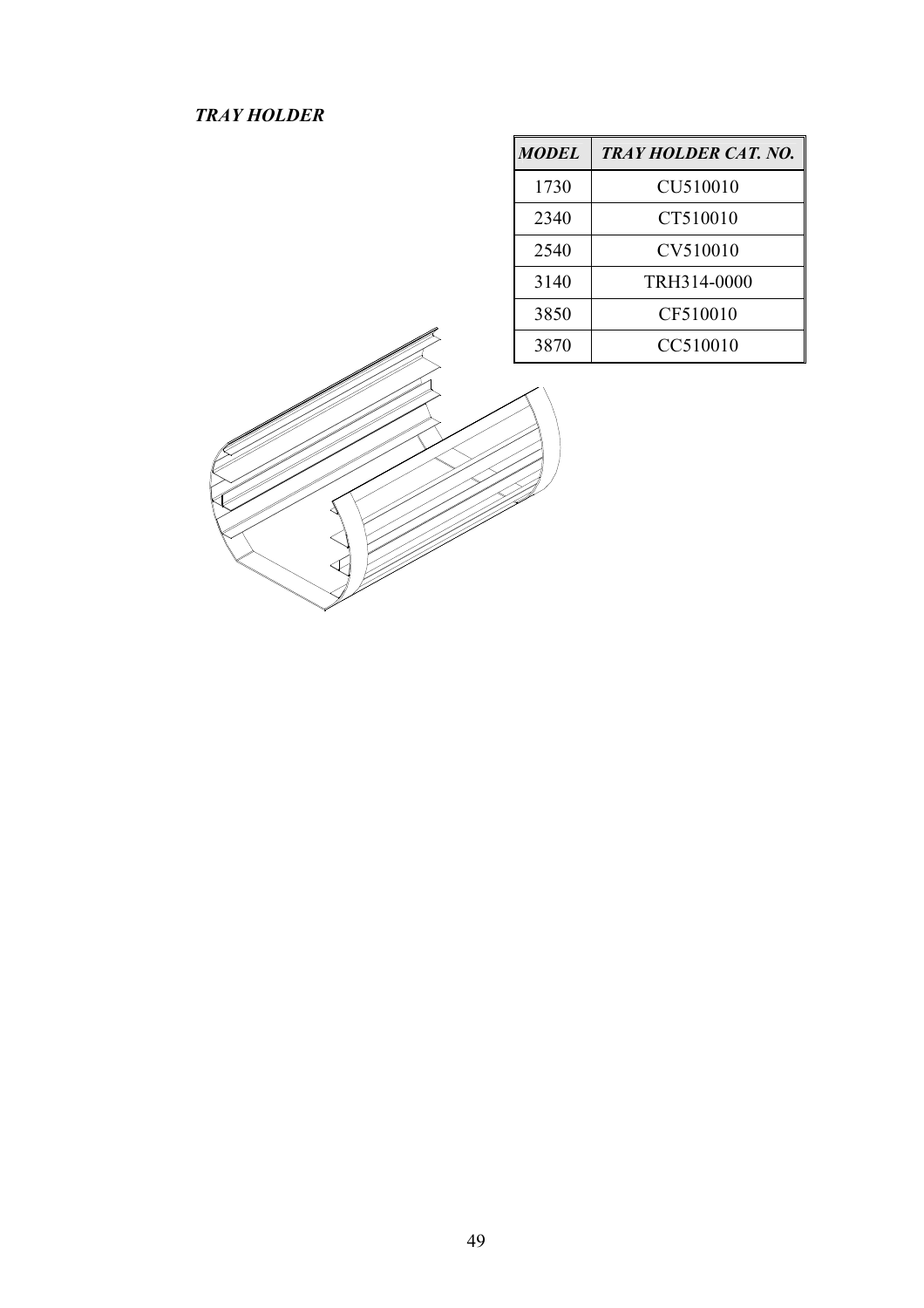*TRAY HOLDER*

| *MODEL* | *TRAY HOLDER CAT. NO.* |
| --- | --- |
| 1730 | CU510010 |
| 2340 | CT510010 |
| 2540 | CV510010 |
| 3140 | TRH314-0000 |
| 3850 | CF510010 |
| 3870 | CC510010 |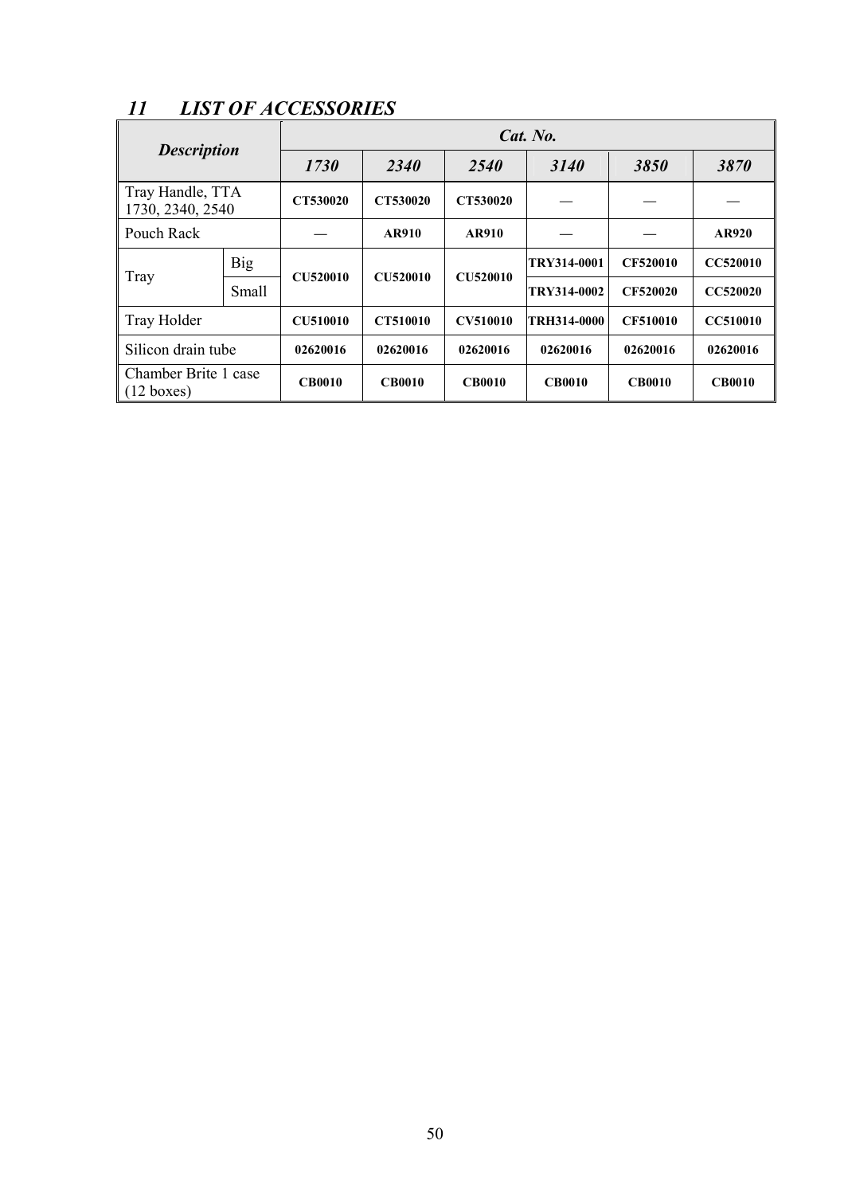## 11 LIST OF ACCESSORIES

| *Description* | | *Cat. No.* | | | | | |
|---|---|---|---|---|---|---|---|
| | | *1730* | *2340* | *2540* | *3140* | *3850* | *3870* |
| Tray Handle, TTA 1730, 2340, 2540 | | CT530020 | CT530020 | CT530020 | — | — | — |
| Pouch Rack | | — | AR910 | AR910 | — | — | AR920 |
| Tray | Big | CU520010 | CU520010 | CU520010 | TRY314-0001 | CF520010 | CC520010 |
| | Small | | | | TRY314-0002 | CF520020 | CC520020 |
| Tray Holder | | CU510010 | CT510010 | CV510010 | TRH314-0000 | CF510010 | CC510010 |
| Silicon drain tube | | 02620016 | 02620016 | 02620016 | 02620016 | 02620016 | 02620016 |
| Chamber Brite 1 case (12 boxes) | | CB0010 | CB0010 | CB0010 | CB0010 | CB0010 | CB0010 |